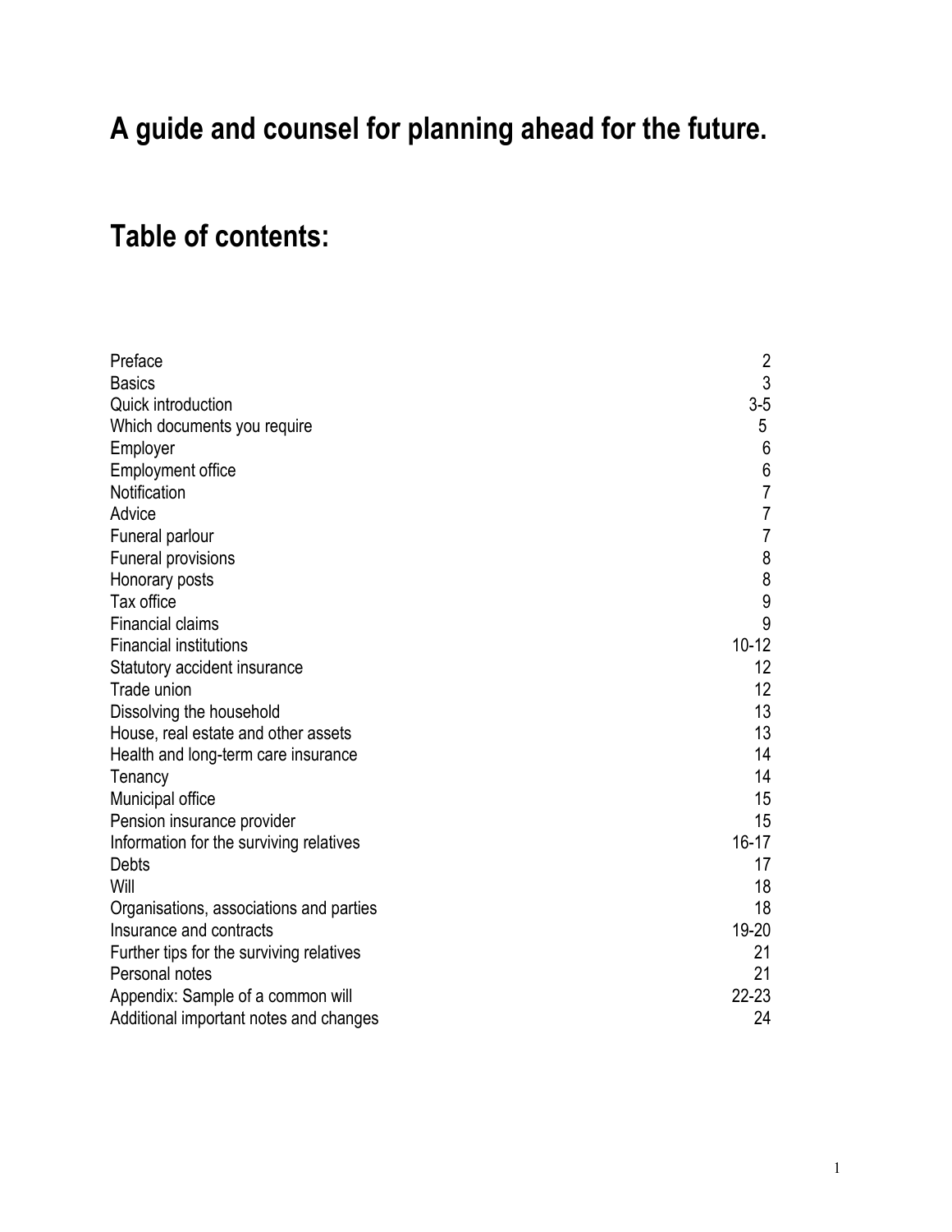# A guide and counsel for planning ahead for the future.

## Table of contents:

| | |
|---|---|
| Preface | 2 |
| Basics | 3 |
| Quick introduction | 3-5 |
| Which documents you require | 5 |
| Employer | 6 |
| Employment office | 6 |
| Notification | 7 |
| Advice | 7 |
| Funeral parlour | 7 |
| Funeral provisions | 8 |
| Honorary posts | 8 |
| Tax office | 9 |
| Financial claims | 9 |
| Financial institutions | 10-12 |
| Statutory accident insurance | 12 |
| Trade union | 12 |
| Dissolving the household | 13 |
| House, real estate and other assets | 13 |
| Health and long-term care insurance | 14 |
| Tenancy | 14 |
| Municipal office | 15 |
| Pension insurance provider | 15 |
| Information for the surviving relatives | 16-17 |
| Debts | 17 |
| Will | 18 |
| Organisations, associations and parties | 18 |
| Insurance and contracts | 19-20 |
| Further tips for the surviving relatives | 21 |
| Personal notes | 21 |
| Appendix: Sample of a common will | 22-23 |
| Additional important notes and changes | 24 |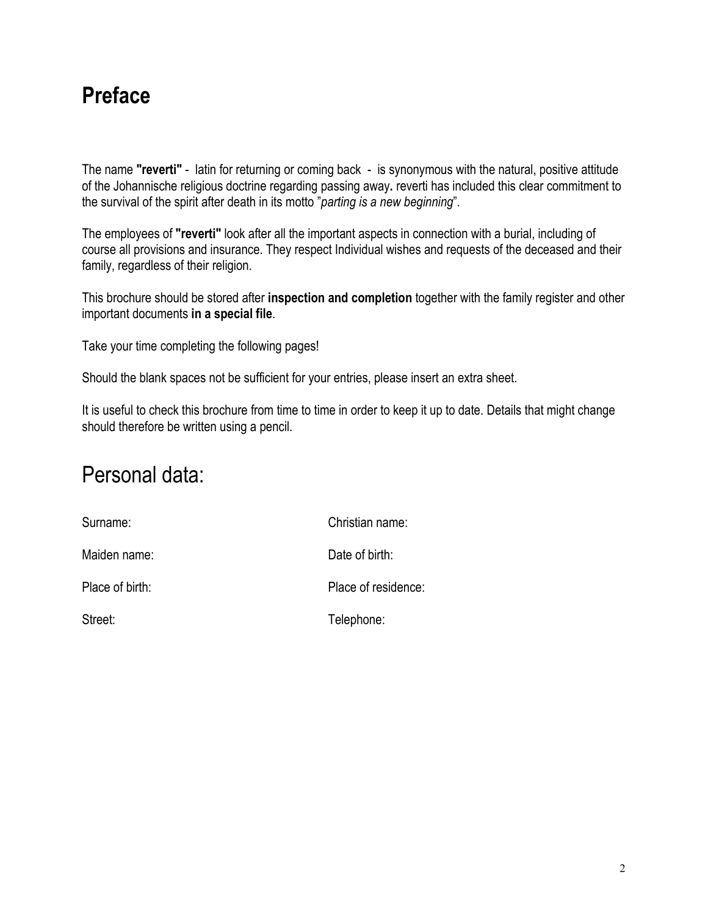# Preface

The name **"reverti"** - latin for returning or coming back - is synonymous with the natural, positive attitude of the Johannische religious doctrine regarding passing away**.** reverti has included this clear commitment to the survival of the spirit after death in its motto "*parting is a new beginning*".

The employees of **"reverti"** look after all the important aspects in connection with a burial, including of course all provisions and insurance. They respect Individual wishes and requests of the deceased and their family, regardless of their religion.

This brochure should be stored after **inspection and completion** together with the family register and other important documents **in a special file**.

Take your time completing the following pages!

Should the blank spaces not be sufficient for your entries, please insert an extra sheet.

It is useful to check this brochure from time to time in order to keep it up to date. Details that might change should therefore be written using a pencil.

## Personal data:

| | |
|---|---|
| Surname: | Christian name: |
| Maiden name: | Date of birth: |
| Place of birth: | Place of residence: |
| Street: | Telephone: |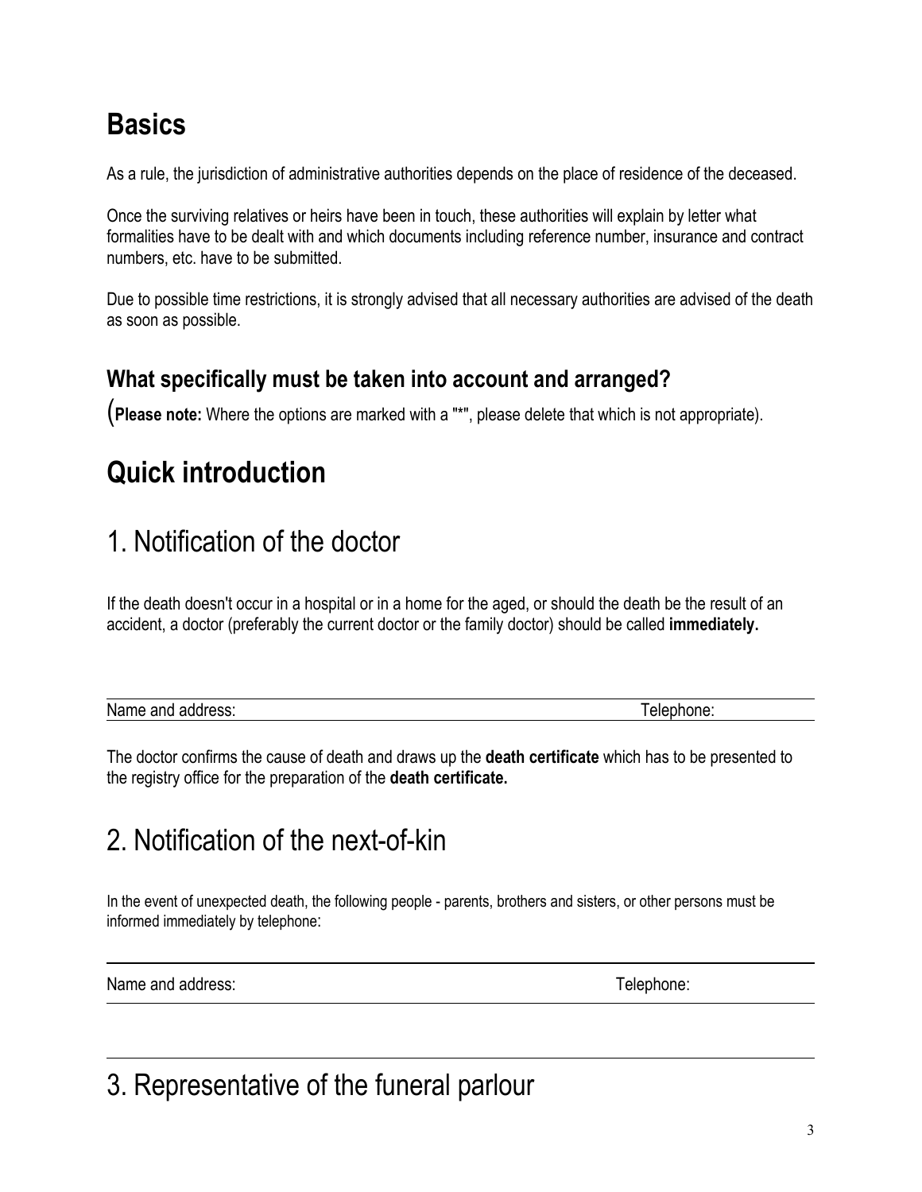# Basics

As a rule, the jurisdiction of administrative authorities depends on the place of residence of the deceased.

Once the surviving relatives or heirs have been in touch, these authorities will explain by letter what formalities have to be dealt with and which documents including reference number, insurance and contract numbers, etc. have to be submitted.

Due to possible time restrictions, it is strongly advised that all necessary authorities are advised of the death as soon as possible.

### What specifically must be taken into account and arranged?

(**Please note:** Where the options are marked with a "*", please delete that which is not appropriate).

# Quick introduction

## 1. Notification of the doctor

If the death doesn't occur in a hospital or in a home for the aged, or should the death be the result of an accident, a doctor (preferably the current doctor or the family doctor) should be called **immediately.**

| Name and address: | Telephone: |
|---|---|

The doctor confirms the cause of death and draws up the **death certificate** which has to be presented to the registry office for the preparation of the **death certificate.**

## 2. Notification of the next-of-kin

In the event of unexpected death, the following people - parents, brothers and sisters, or other persons must be informed immediately by telephone:

| Name and address: | Telephone: |
|---|---|

## 3. Representative of the funeral parlour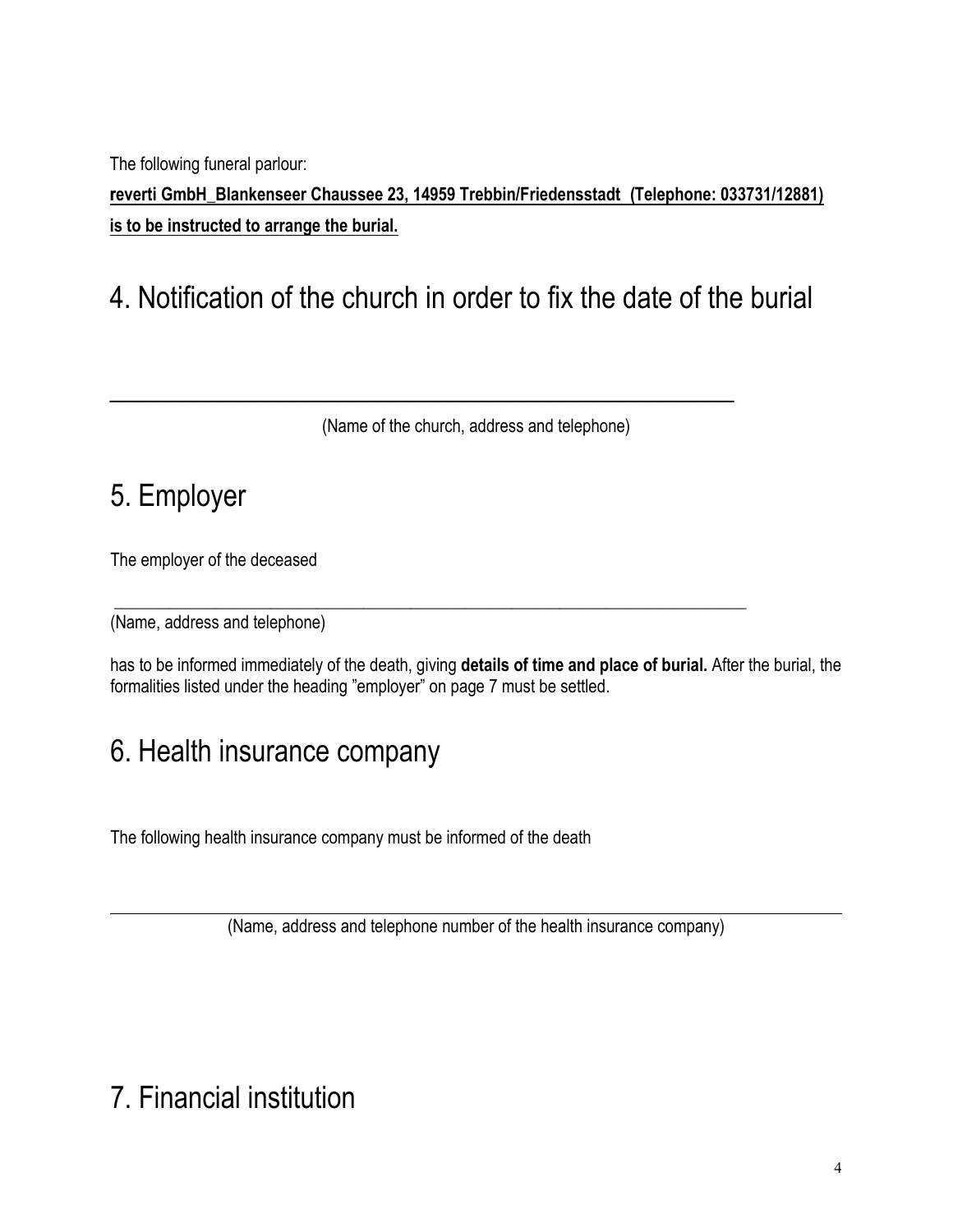The following funeral parlour:

**reverti GmbH_Blankenseer Chaussee 23, 14959 Trebbin/Friedensstadt (Telephone: 033731/12881) is to be instructed to arrange the burial.**

# 4. Notification of the church in order to fix the date of the burial

\_\_\_\_\_\_\_\_\_\_\_\_\_\_\_\_\_\_\_\_\_\_\_\_\_\_\_\_\_\_\_\_\_\_\_\_\_\_\_\_\_\_\_\_\_\_\_\_\_\_\_\_\_\_\_\_\_

(Name of the church, address and telephone)

# 5. Employer

The employer of the deceased

\_\_\_\_\_\_\_\_\_\_\_\_\_\_\_\_\_\_\_\_\_\_\_\_\_\_\_\_\_\_\_\_\_\_\_\_\_\_\_\_\_\_\_\_\_\_\_\_\_\_\_\_\_\_\_\_\_

(Name, address and telephone)

has to be informed immediately of the death, giving **details of time and place of burial.** After the burial, the formalities listed under the heading "employer" on page 7 must be settled.

# 6. Health insurance company

The following health insurance company must be informed of the death

\_\_\_\_\_\_\_\_\_\_\_\_\_\_\_\_\_\_\_\_\_\_\_\_\_\_\_\_\_\_\_\_\_\_\_\_\_\_\_\_\_\_\_\_\_\_\_\_\_\_\_\_\_\_\_\_\_

(Name, address and telephone number of the health insurance company)

# 7. Financial institution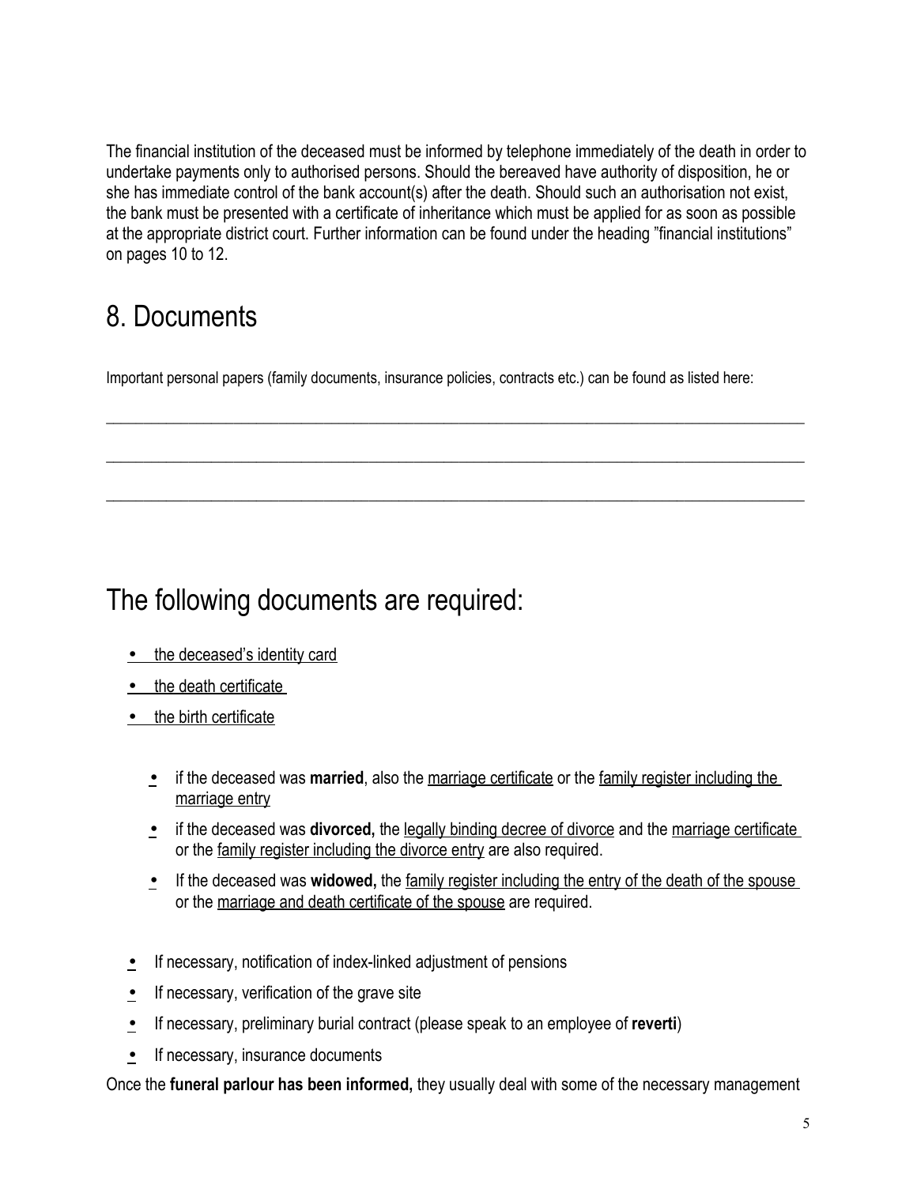The financial institution of the deceased must be informed by telephone immediately of the death in order to undertake payments only to authorised persons. Should the bereaved have authority of disposition, he or she has immediate control of the bank account(s) after the death. Should such an authorisation not exist, the bank must be presented with a certificate of inheritance which must be applied for as soon as possible at the appropriate district court. Further information can be found under the heading "financial institutions" on pages 10 to 12.

## 8. Documents

Important personal papers (family documents, insurance policies, contracts etc.) can be found as listed here:

\_\_\_\_\_\_\_\_\_\_\_\_\_\_\_\_\_\_\_\_\_\_\_\_\_\_\_\_\_\_\_\_\_\_\_\_\_\_\_\_\_\_\_\_\_\_\_\_\_\_\_\_\_\_\_\_\_\_\_\_\_\_\_\_\_\_\_\_\_\_\_\_\_\_\_\_\_\_

\_\_\_\_\_\_\_\_\_\_\_\_\_\_\_\_\_\_\_\_\_\_\_\_\_\_\_\_\_\_\_\_\_\_\_\_\_\_\_\_\_\_\_\_\_\_\_\_\_\_\_\_\_\_\_\_\_\_\_\_\_\_\_\_\_\_\_\_\_\_\_\_\_\_\_\_\_\_

\_\_\_\_\_\_\_\_\_\_\_\_\_\_\_\_\_\_\_\_\_\_\_\_\_\_\_\_\_\_\_\_\_\_\_\_\_\_\_\_\_\_\_\_\_\_\_\_\_\_\_\_\_\_\_\_\_\_\_\_\_\_\_\_\_\_\_\_\_\_\_\_\_\_\_\_\_\_

## The following documents are required:

- the deceased's identity card
- the death certificate
- the birth certificate
    - if the deceased was **married**, also the marriage certificate or the family register including the marriage entry
    - if the deceased was **divorced,** the legally binding decree of divorce and the marriage certificate or the family register including the divorce entry are also required.
    - If the deceased was **widowed,** the family register including the entry of the death of the spouse or the marriage and death certificate of the spouse are required.
- If necessary, notification of index-linked adjustment of pensions
- If necessary, verification of the grave site
- If necessary, preliminary burial contract (please speak to an employee of **reverti**)
- If necessary, insurance documents

Once the **funeral parlour has been informed,** they usually deal with some of the necessary management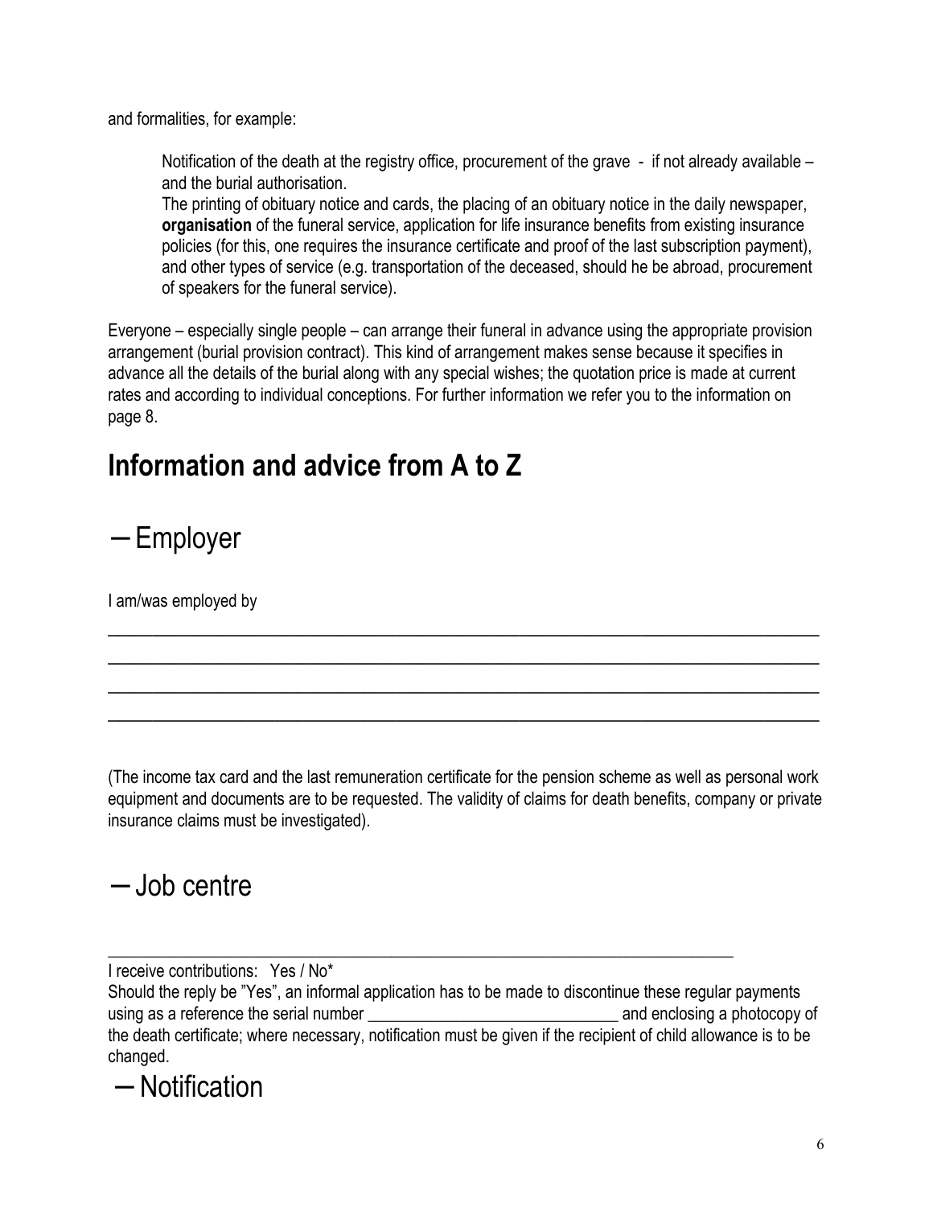and formalities, for example:

> Notification of the death at the registry office, procurement of the grave - if not already available – and the burial authorisation.
> The printing of obituary notice and cards, the placing of an obituary notice in the daily newspaper, **organisation** of the funeral service, application for life insurance benefits from existing insurance policies (for this, one requires the insurance certificate and proof of the last subscription payment), and other types of service (e.g. transportation of the deceased, should he be abroad, procurement of speakers for the funeral service).

Everyone – especially single people – can arrange their funeral in advance using the appropriate provision arrangement (burial provision contract). This kind of arrangement makes sense because it specifies in advance all the details of the burial along with any special wishes; the quotation price is made at current rates and according to individual conceptions. For further information we refer you to the information on page 8.

# Information and advice from A to Z

## – Employer

I am/was employed by

_______________________________________________________________________________

_______________________________________________________________________________

_______________________________________________________________________________

_______________________________________________________________________________

(The income tax card and the last remuneration certificate for the pension scheme as well as personal work equipment and documents are to be requested. The validity of claims for death benefits, company or private insurance claims must be investigated).

## – Job centre

_______________________________________________________________________

I receive contributions: Yes / No*

Should the reply be "Yes", an informal application has to be made to discontinue these regular payments using as a reference the serial number ______________________________ and enclosing a photocopy of the death certificate; where necessary, notification must be given if the recipient of child allowance is to be changed.

## – Notification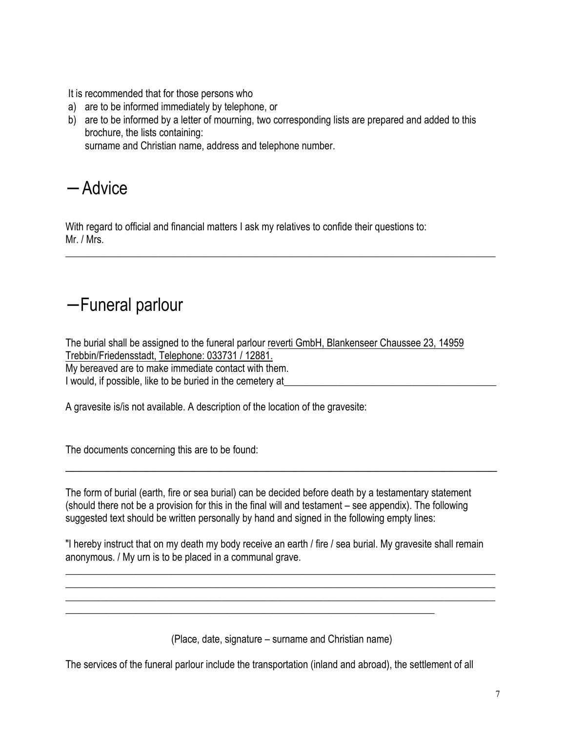It is recommended that for those persons who

a) are to be informed immediately by telephone, or
b) are to be informed by a letter of mourning, two corresponding lists are prepared and added to this brochure, the lists containing:
surname and Christian name, address and telephone number.

## – Advice

With regard to official and financial matters I ask my relatives to confide their questions to:
Mr. / Mrs.

______________________________________________________________________________

## – Funeral parlour

The burial shall be assigned to the funeral parlour reverti GmbH, Blankenseer Chaussee 23, 14959 Trebbin/Friedensstadt, Telephone: 033731 / 12881.
My bereaved are to make immediate contact with them.
I would, if possible, like to be buried in the cemetery at______________________________________

A gravesite is/is not available. A description of the location of the gravesite:

The documents concerning this are to be found:

______________________________________________________________________________

The form of burial (earth, fire or sea burial) can be decided before death by a testamentary statement (should there not be a provision for this in the final will and testament – see appendix). The following suggested text should be written personally by hand and signed in the following empty lines:

"I hereby instruct that on my death my body receive an earth / fire / sea burial. My gravesite shall remain anonymous. / My urn is to be placed in a communal grave.

______________________________________________________________________________
______________________________________________________________________________
______________________________________________________________________________
_____________________________________________________________________

(Place, date, signature – surname and Christian name)

The services of the funeral parlour include the transportation (inland and abroad), the settlement of all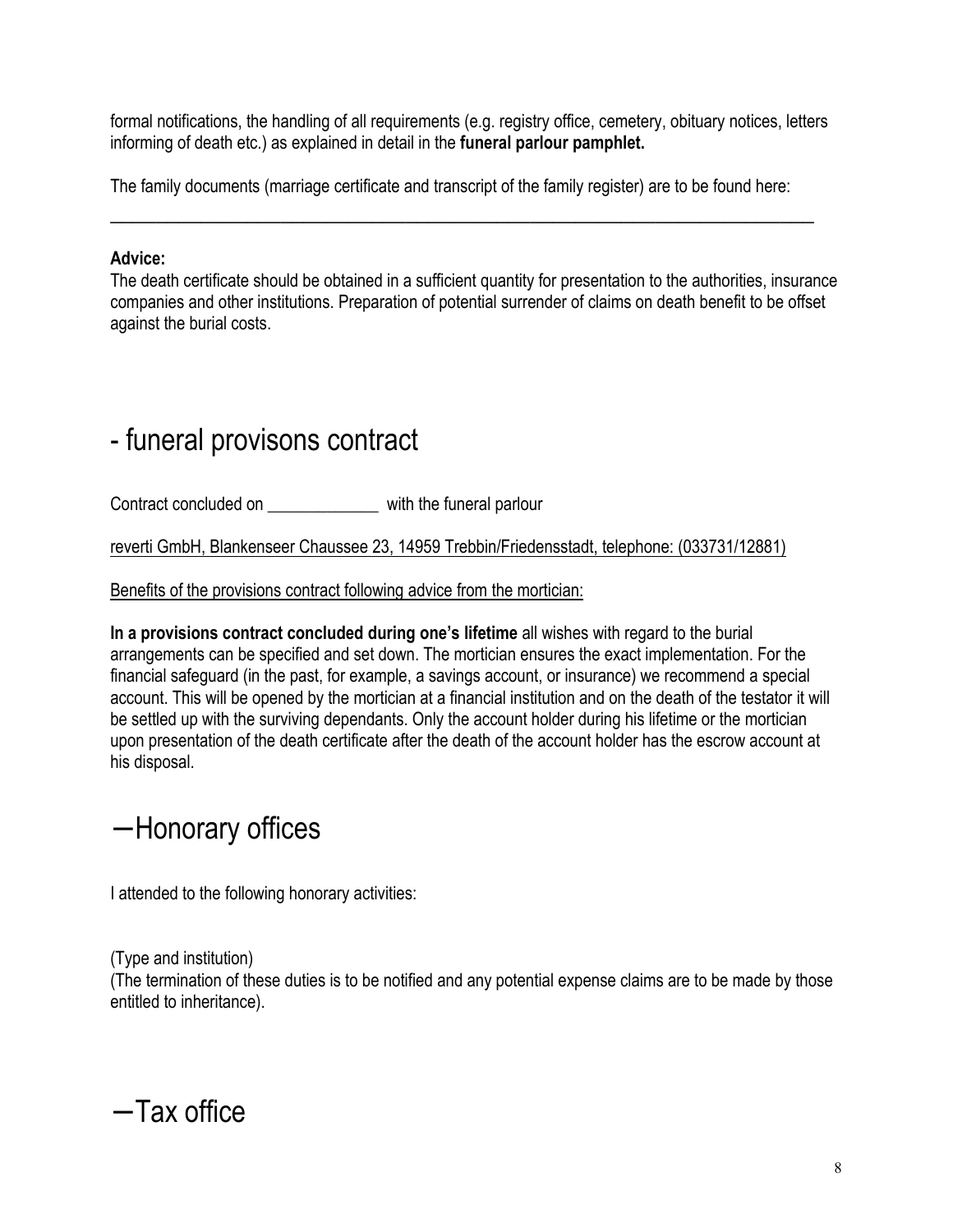formal notifications, the handling of all requirements (e.g. registry office, cemetery, obituary notices, letters informing of death etc.) as explained in detail in the **funeral parlour pamphlet.**

The family documents (marriage certificate and transcript of the family register) are to be found here:

___________________________________________________________________________

**Advice:**
The death certificate should be obtained in a sufficient quantity for presentation to the authorities, insurance companies and other institutions. Preparation of potential surrender of claims on death benefit to be offset against the burial costs.

# - funeral provisons contract

Contract concluded on _____________ with the funeral parlour

reverti GmbH, Blankenseer Chaussee 23, 14959 Trebbin/Friedensstadt, telephone: (033731/12881)

Benefits of the provisions contract following advice from the mortician:

**In a provisions contract concluded during one's lifetime** all wishes with regard to the burial arrangements can be specified and set down. The mortician ensures the exact implementation. For the financial safeguard (in the past, for example, a savings account, or insurance) we recommend a special account. This will be opened by the mortician at a financial institution and on the death of the testator it will be settled up with the surviving dependants. Only the account holder during his lifetime or the mortician upon presentation of the death certificate after the death of the account holder has the escrow account at his disposal.

# –Honorary offices

I attended to the following honorary activities:

(Type and institution)
(The termination of these duties is to be notified and any potential expense claims are to be made by those entitled to inheritance).

# –Tax office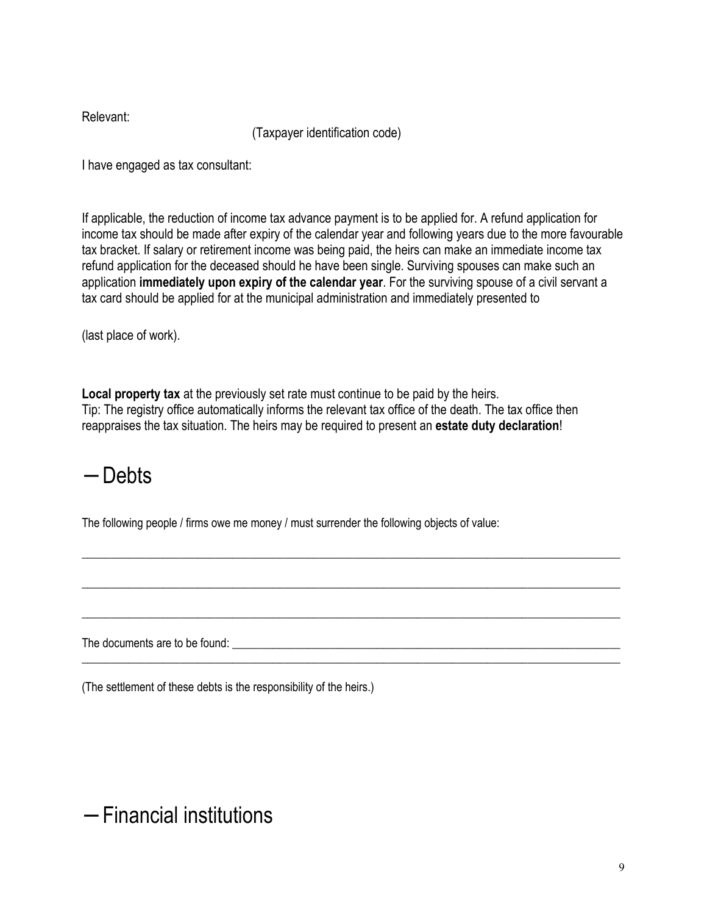Relevant:

(Taxpayer identification code)

I have engaged as tax consultant:

If applicable, the reduction of income tax advance payment is to be applied for. A refund application for income tax should be made after expiry of the calendar year and following years due to the more favourable tax bracket. If salary or retirement income was being paid, the heirs can make an immediate income tax refund application for the deceased should he have been single. Surviving spouses can make such an application **immediately upon expiry of the calendar year**. For the surviving spouse of a civil servant a tax card should be applied for at the municipal administration and immediately presented to

(last place of work).

**Local property tax** at the previously set rate must continue to be paid by the heirs.
Tip: The registry office automatically informs the relevant tax office of the death. The tax office then reappraises the tax situation. The heirs may be required to present an **estate duty declaration**!

# – Debts

The following people / firms owe me money / must surrender the following objects of value:

\_\_\_\_\_\_\_\_\_\_\_\_\_\_\_\_\_\_\_\_\_\_\_\_\_\_\_\_\_\_\_\_\_\_\_\_\_\_\_\_\_\_\_\_\_\_\_\_\_\_\_\_\_\_\_\_\_\_\_\_\_\_\_\_\_\_\_\_\_\_\_\_\_\_\_\_\_\_\_\_

\_\_\_\_\_\_\_\_\_\_\_\_\_\_\_\_\_\_\_\_\_\_\_\_\_\_\_\_\_\_\_\_\_\_\_\_\_\_\_\_\_\_\_\_\_\_\_\_\_\_\_\_\_\_\_\_\_\_\_\_\_\_\_\_\_\_\_\_\_\_\_\_\_\_\_\_\_\_\_\_

\_\_\_\_\_\_\_\_\_\_\_\_\_\_\_\_\_\_\_\_\_\_\_\_\_\_\_\_\_\_\_\_\_\_\_\_\_\_\_\_\_\_\_\_\_\_\_\_\_\_\_\_\_\_\_\_\_\_\_\_\_\_\_\_\_\_\_\_\_\_\_\_\_\_\_\_\_\_\_\_

The documents are to be found: \_\_\_\_\_\_\_\_\_\_\_\_\_\_\_\_\_\_\_\_\_\_\_\_\_\_\_\_\_\_\_\_\_\_\_\_\_\_\_\_\_\_\_\_\_\_\_\_\_\_\_\_\_\_\_\_

\_\_\_\_\_\_\_\_\_\_\_\_\_\_\_\_\_\_\_\_\_\_\_\_\_\_\_\_\_\_\_\_\_\_\_\_\_\_\_\_\_\_\_\_\_\_\_\_\_\_\_\_\_\_\_\_\_\_\_\_\_\_\_\_\_\_\_\_\_\_\_\_\_\_\_\_\_\_\_\_

(The settlement of these debts is the responsibility of the heirs.)

# – Financial institutions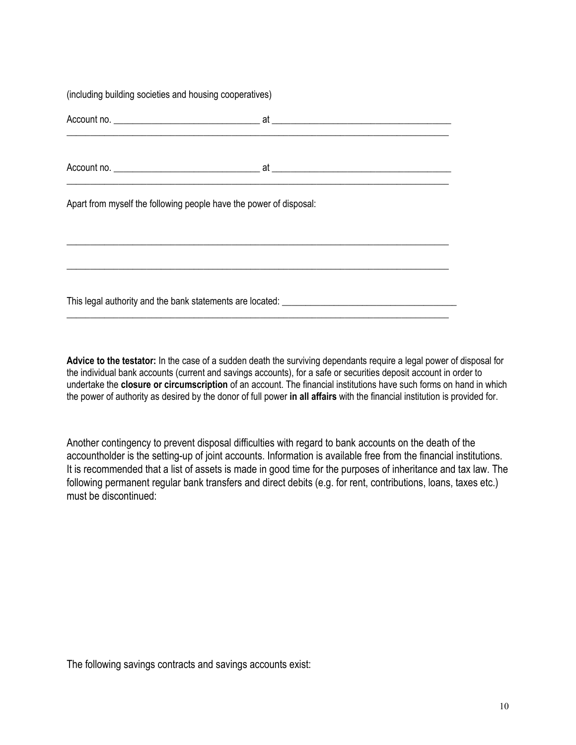(including building societies and housing cooperatives)

Account no. ______________________________ at ____________________________________
________________________________________________________________________________

Account no. ______________________________ at ____________________________________
________________________________________________________________________________

Apart from myself the following people have the power of disposal:

________________________________________________________________________________

________________________________________________________________________________

This legal authority and the bank statements are located: ____________________________________
________________________________________________________________________________

**Advice to the testator:** In the case of a sudden death the surviving dependants require a legal power of disposal for the individual bank accounts (current and savings accounts), for a safe or securities deposit account in order to undertake the **closure or circumscription** of an account. The financial institutions have such forms on hand in which the power of authority as desired by the donor of full power **in all affairs** with the financial institution is provided for.

Another contingency to prevent disposal difficulties with regard to bank accounts on the death of the accountholder is the setting-up of joint accounts. Information is available free from the financial institutions. It is recommended that a list of assets is made in good time for the purposes of inheritance and tax law. The following permanent regular bank transfers and direct debits (e.g. for rent, contributions, loans, taxes etc.) must be discontinued:

The following savings contracts and savings accounts exist: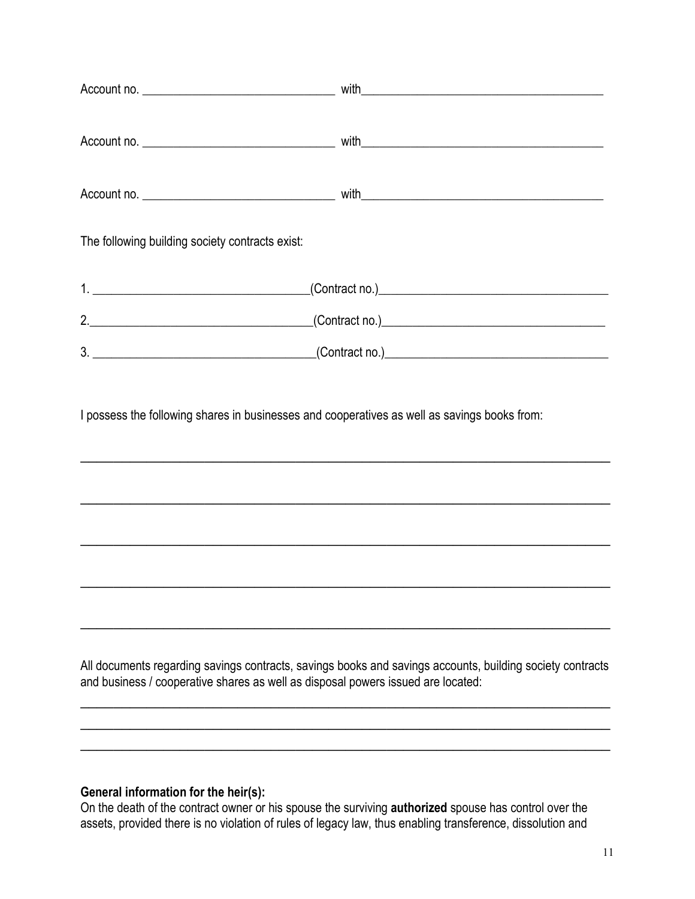Account no. ______________________________ with______________________________________

Account no. ______________________________ with______________________________________

Account no. ______________________________ with______________________________________

The following building society contracts exist:

1. _________________________________(Contract no.)___________________________________

2._________________________________(Contract no.)___________________________________

3. _________________________________(Contract no.)___________________________________

I possess the following shares in businesses and cooperatives as well as savings books from:

_____________________________________________________________________________________

_____________________________________________________________________________________

_____________________________________________________________________________________

_____________________________________________________________________________________

_____________________________________________________________________________________

All documents regarding savings contracts, savings books and savings accounts, building society contracts and business / cooperative shares as well as disposal powers issued are located:

_____________________________________________________________________________________

_____________________________________________________________________________________

_____________________________________________________________________________________

**General information for the heir(s):**
On the death of the contract owner or his spouse the surviving **authorized** spouse has control over the assets, provided there is no violation of rules of legacy law, thus enabling transference, dissolution and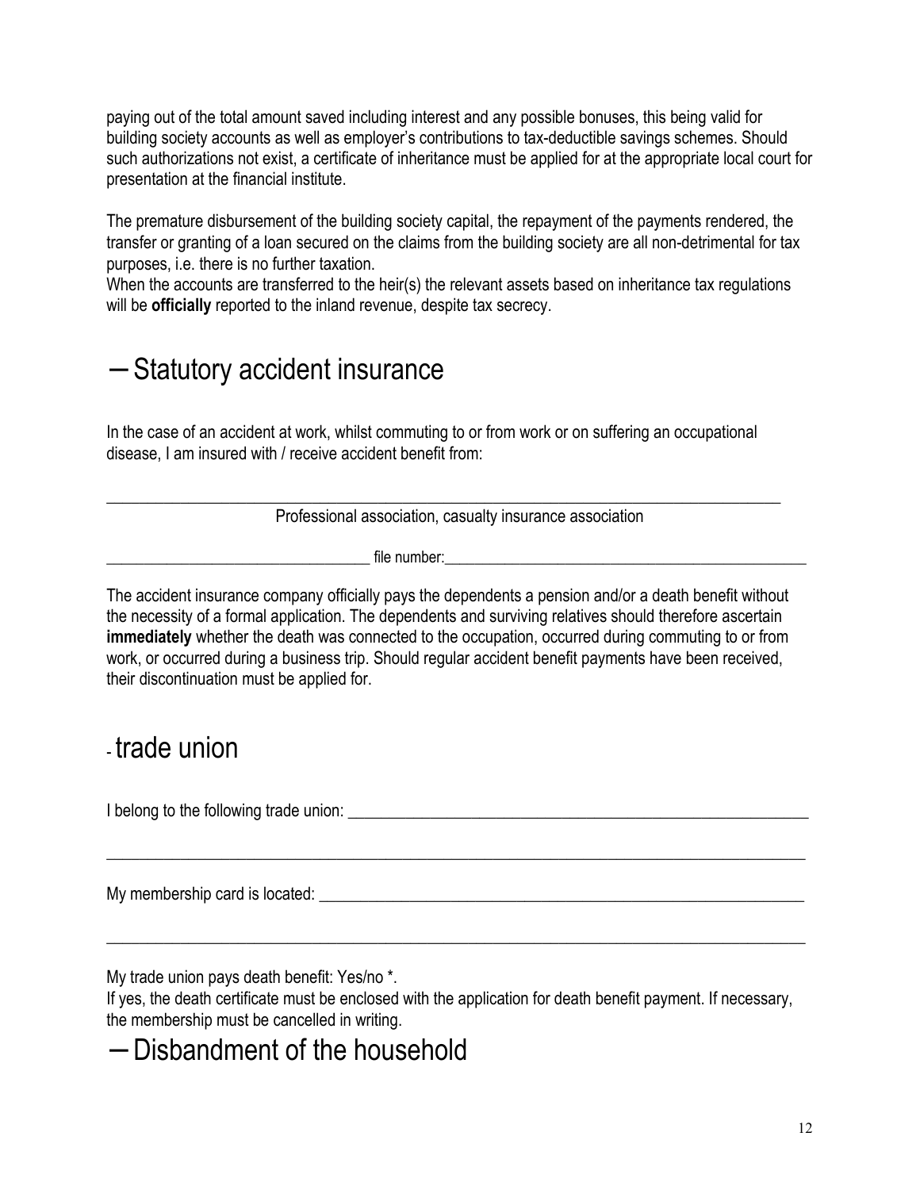paying out of the total amount saved including interest and any possible bonuses, this being valid for building society accounts as well as employer's contributions to tax-deductible savings schemes. Should such authorizations not exist, a certificate of inheritance must be applied for at the appropriate local court for presentation at the financial institute.

The premature disbursement of the building society capital, the repayment of the payments rendered, the transfer or granting of a loan secured on the claims from the building society are all non-detrimental for tax purposes, i.e. there is no further taxation.
When the accounts are transferred to the heir(s) the relevant assets based on inheritance tax regulations will be **officially** reported to the inland revenue, despite tax secrecy.

## – Statutory accident insurance

In the case of an accident at work, whilst commuting to or from work or on suffering an occupational disease, I am insured with / receive accident benefit from:

_______________________________________________________________________________

Professional association, casualty insurance association

_______________________________ file number:_____________________________________________

The accident insurance company officially pays the dependents a pension and/or a death benefit without the necessity of a formal application. The dependents and surviving relatives should therefore ascertain **immediately** whether the death was connected to the occupation, occurred during commuting to or from work, or occurred during a business trip. Should regular accident benefit payments have been received, their discontinuation must be applied for.

## - trade union

I belong to the following trade union: ______________________________________________________

_______________________________________________________________________________

My membership card is located: _________________________________________________________

_______________________________________________________________________________

My trade union pays death benefit: Yes/no *.
If yes, the death certificate must be enclosed with the application for death benefit payment. If necessary, the membership must be cancelled in writing.

## – Disbandment of the household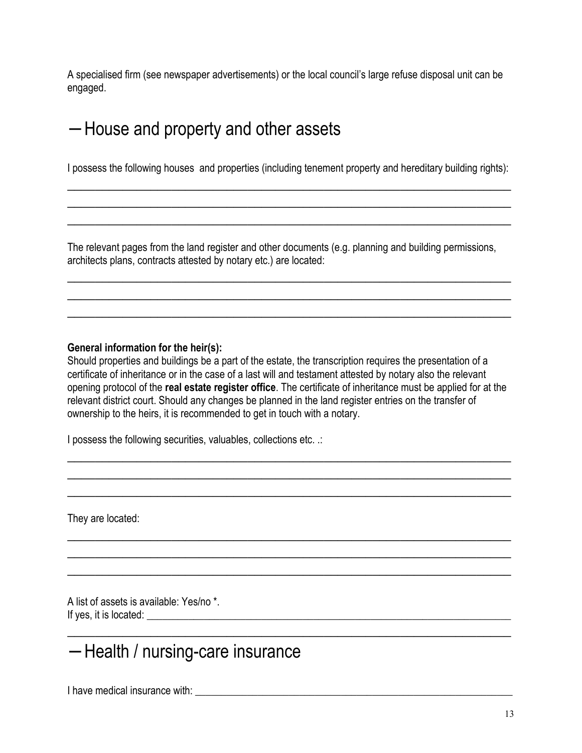A specialised firm (see newspaper advertisements) or the local council's large refuse disposal unit can be engaged.

## – House and property and other assets

I possess the following houses  and properties (including tenement property and hereditary building rights):

\_\_\_\_\_\_\_\_\_\_\_\_\_\_\_\_\_\_\_\_\_\_\_\_\_\_\_\_\_\_\_\_\_\_\_\_\_\_\_\_\_\_\_\_\_\_\_\_\_\_\_\_\_\_\_\_\_\_\_\_\_\_\_\_\_\_\_\_\_\_\_\_\_\_\_\_

\_\_\_\_\_\_\_\_\_\_\_\_\_\_\_\_\_\_\_\_\_\_\_\_\_\_\_\_\_\_\_\_\_\_\_\_\_\_\_\_\_\_\_\_\_\_\_\_\_\_\_\_\_\_\_\_\_\_\_\_\_\_\_\_\_\_\_\_\_\_\_\_\_\_\_\_

\_\_\_\_\_\_\_\_\_\_\_\_\_\_\_\_\_\_\_\_\_\_\_\_\_\_\_\_\_\_\_\_\_\_\_\_\_\_\_\_\_\_\_\_\_\_\_\_\_\_\_\_\_\_\_\_\_\_\_\_\_\_\_\_\_\_\_\_\_\_\_\_\_\_\_\_

The relevant pages from the land register and other documents (e.g. planning and building permissions, architects plans, contracts attested by notary etc.) are located:

\_\_\_\_\_\_\_\_\_\_\_\_\_\_\_\_\_\_\_\_\_\_\_\_\_\_\_\_\_\_\_\_\_\_\_\_\_\_\_\_\_\_\_\_\_\_\_\_\_\_\_\_\_\_\_\_\_\_\_\_\_\_\_\_\_\_\_\_\_\_\_\_\_\_\_\_

\_\_\_\_\_\_\_\_\_\_\_\_\_\_\_\_\_\_\_\_\_\_\_\_\_\_\_\_\_\_\_\_\_\_\_\_\_\_\_\_\_\_\_\_\_\_\_\_\_\_\_\_\_\_\_\_\_\_\_\_\_\_\_\_\_\_\_\_\_\_\_\_\_\_\_\_

\_\_\_\_\_\_\_\_\_\_\_\_\_\_\_\_\_\_\_\_\_\_\_\_\_\_\_\_\_\_\_\_\_\_\_\_\_\_\_\_\_\_\_\_\_\_\_\_\_\_\_\_\_\_\_\_\_\_\_\_\_\_\_\_\_\_\_\_\_\_\_\_\_\_\_\_

**General information for the heir(s):**
Should properties and buildings be a part of the estate, the transcription requires the presentation of a certificate of inheritance or in the case of a last will and testament attested by notary also the relevant opening protocol of the **real estate register office**. The certificate of inheritance must be applied for at the relevant district court. Should any changes be planned in the land register entries on the transfer of ownership to the heirs, it is recommended to get in touch with a notary.

I possess the following securities, valuables, collections etc. .:

\_\_\_\_\_\_\_\_\_\_\_\_\_\_\_\_\_\_\_\_\_\_\_\_\_\_\_\_\_\_\_\_\_\_\_\_\_\_\_\_\_\_\_\_\_\_\_\_\_\_\_\_\_\_\_\_\_\_\_\_\_\_\_\_\_\_\_\_\_\_\_\_\_\_\_\_

\_\_\_\_\_\_\_\_\_\_\_\_\_\_\_\_\_\_\_\_\_\_\_\_\_\_\_\_\_\_\_\_\_\_\_\_\_\_\_\_\_\_\_\_\_\_\_\_\_\_\_\_\_\_\_\_\_\_\_\_\_\_\_\_\_\_\_\_\_\_\_\_\_\_\_\_

\_\_\_\_\_\_\_\_\_\_\_\_\_\_\_\_\_\_\_\_\_\_\_\_\_\_\_\_\_\_\_\_\_\_\_\_\_\_\_\_\_\_\_\_\_\_\_\_\_\_\_\_\_\_\_\_\_\_\_\_\_\_\_\_\_\_\_\_\_\_\_\_\_\_\_\_

They are located:

\_\_\_\_\_\_\_\_\_\_\_\_\_\_\_\_\_\_\_\_\_\_\_\_\_\_\_\_\_\_\_\_\_\_\_\_\_\_\_\_\_\_\_\_\_\_\_\_\_\_\_\_\_\_\_\_\_\_\_\_\_\_\_\_\_\_\_\_\_\_\_\_\_\_\_\_

\_\_\_\_\_\_\_\_\_\_\_\_\_\_\_\_\_\_\_\_\_\_\_\_\_\_\_\_\_\_\_\_\_\_\_\_\_\_\_\_\_\_\_\_\_\_\_\_\_\_\_\_\_\_\_\_\_\_\_\_\_\_\_\_\_\_\_\_\_\_\_\_\_\_\_\_

\_\_\_\_\_\_\_\_\_\_\_\_\_\_\_\_\_\_\_\_\_\_\_\_\_\_\_\_\_\_\_\_\_\_\_\_\_\_\_\_\_\_\_\_\_\_\_\_\_\_\_\_\_\_\_\_\_\_\_\_\_\_\_\_\_\_\_\_\_\_\_\_\_\_\_\_

A list of assets is available: Yes/no *.
If yes, it is located: \_\_\_\_\_\_\_\_\_\_\_\_\_\_\_\_\_\_\_\_\_\_\_\_\_\_\_\_\_\_\_\_\_\_\_\_\_\_\_\_\_\_\_\_\_\_\_\_\_\_\_\_\_\_\_\_\_\_\_\_

\_\_\_\_\_\_\_\_\_\_\_\_\_\_\_\_\_\_\_\_\_\_\_\_\_\_\_\_\_\_\_\_\_\_\_\_\_\_\_\_\_\_\_\_\_\_\_\_\_\_\_\_\_\_\_\_\_\_\_\_\_\_\_\_\_\_\_\_\_\_\_\_\_\_\_\_

## – Health / nursing-care insurance

I have medical insurance with: \_\_\_\_\_\_\_\_\_\_\_\_\_\_\_\_\_\_\_\_\_\_\_\_\_\_\_\_\_\_\_\_\_\_\_\_\_\_\_\_\_\_\_\_\_\_\_\_\_\_\_\_\_\_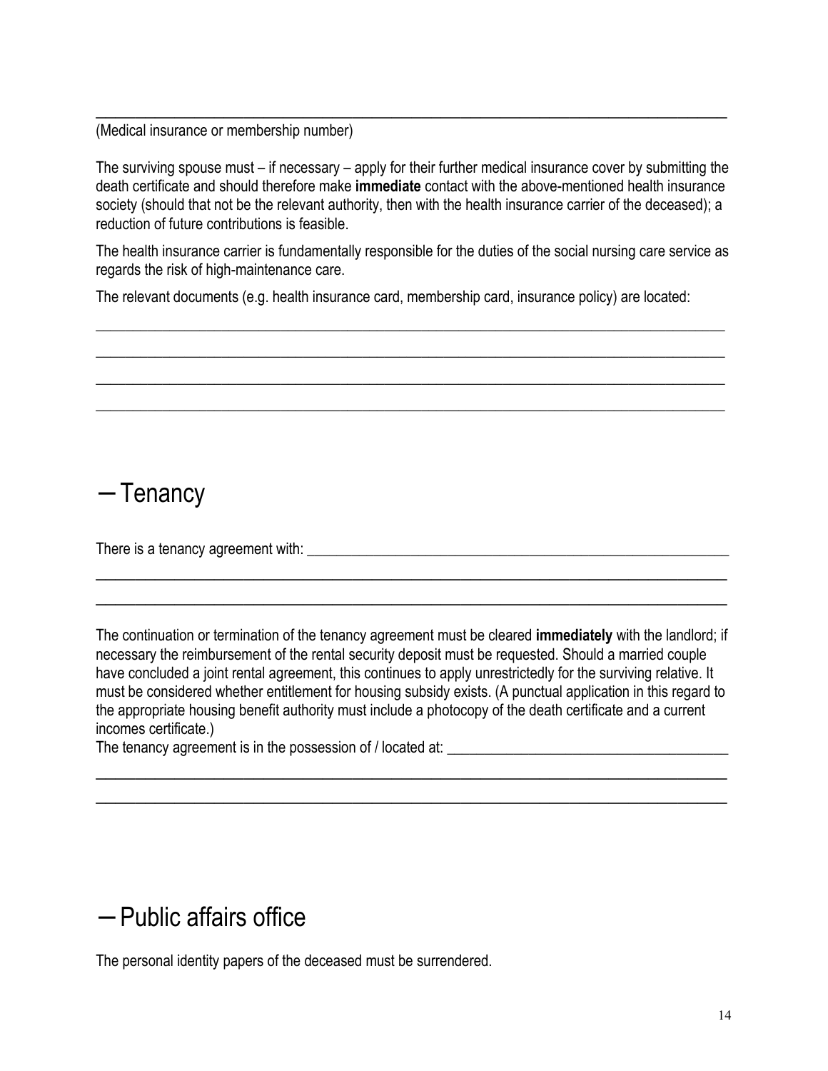\_\_\_\_\_\_\_\_\_\_\_\_\_\_\_\_\_\_\_\_\_\_\_\_\_\_\_\_\_\_\_\_\_\_\_\_\_\_\_\_\_\_\_\_\_\_\_\_\_\_\_\_\_\_\_\_\_\_\_\_\_\_\_\_\_\_\_\_\_\_\_\_\_\_\_\_\_\_\_\_

(Medical insurance or membership number)

The surviving spouse must – if necessary – apply for their further medical insurance cover by submitting the death certificate and should therefore make **immediate** contact with the above-mentioned health insurance society (should that not be the relevant authority, then with the health insurance carrier of the deceased); a reduction of future contributions is feasible.

The health insurance carrier is fundamentally responsible for the duties of the social nursing care service as regards the risk of high-maintenance care.

The relevant documents (e.g. health insurance card, membership card, insurance policy) are located:

\_\_\_\_\_\_\_\_\_\_\_\_\_\_\_\_\_\_\_\_\_\_\_\_\_\_\_\_\_\_\_\_\_\_\_\_\_\_\_\_\_\_\_\_\_\_\_\_\_\_\_\_\_\_\_\_\_\_\_\_\_\_\_\_\_\_\_\_\_\_\_\_\_\_\_\_\_\_\_\_

\_\_\_\_\_\_\_\_\_\_\_\_\_\_\_\_\_\_\_\_\_\_\_\_\_\_\_\_\_\_\_\_\_\_\_\_\_\_\_\_\_\_\_\_\_\_\_\_\_\_\_\_\_\_\_\_\_\_\_\_\_\_\_\_\_\_\_\_\_\_\_\_\_\_\_\_\_\_\_\_

\_\_\_\_\_\_\_\_\_\_\_\_\_\_\_\_\_\_\_\_\_\_\_\_\_\_\_\_\_\_\_\_\_\_\_\_\_\_\_\_\_\_\_\_\_\_\_\_\_\_\_\_\_\_\_\_\_\_\_\_\_\_\_\_\_\_\_\_\_\_\_\_\_\_\_\_\_\_\_\_

\_\_\_\_\_\_\_\_\_\_\_\_\_\_\_\_\_\_\_\_\_\_\_\_\_\_\_\_\_\_\_\_\_\_\_\_\_\_\_\_\_\_\_\_\_\_\_\_\_\_\_\_\_\_\_\_\_\_\_\_\_\_\_\_\_\_\_\_\_\_\_\_\_\_\_\_\_\_\_\_

## – Tenancy

There is a tenancy agreement with: \_\_\_\_\_\_\_\_\_\_\_\_\_\_\_\_\_\_\_\_\_\_\_\_\_\_\_\_\_\_\_\_\_\_\_\_\_\_\_\_\_\_\_\_\_\_\_\_\_\_\_\_

\_\_\_\_\_\_\_\_\_\_\_\_\_\_\_\_\_\_\_\_\_\_\_\_\_\_\_\_\_\_\_\_\_\_\_\_\_\_\_\_\_\_\_\_\_\_\_\_\_\_\_\_\_\_\_\_\_\_\_\_\_\_\_\_\_\_\_\_\_\_\_\_\_\_\_\_\_\_\_\_

\_\_\_\_\_\_\_\_\_\_\_\_\_\_\_\_\_\_\_\_\_\_\_\_\_\_\_\_\_\_\_\_\_\_\_\_\_\_\_\_\_\_\_\_\_\_\_\_\_\_\_\_\_\_\_\_\_\_\_\_\_\_\_\_\_\_\_\_\_\_\_\_\_\_\_\_\_\_\_\_

The continuation or termination of the tenancy agreement must be cleared **immediately** with the landlord; if necessary the reimbursement of the rental security deposit must be requested. Should a married couple have concluded a joint rental agreement, this continues to apply unrestrictedly for the surviving relative. It must be considered whether entitlement for housing subsidy exists. (A punctual application in this regard to the appropriate housing benefit authority must include a photocopy of the death certificate and a current incomes certificate.)

The tenancy agreement is in the possession of / located at: \_\_\_\_\_\_\_\_\_\_\_\_\_\_\_\_\_\_\_\_\_\_\_\_\_\_\_\_\_\_\_\_\_\_\_\_

\_\_\_\_\_\_\_\_\_\_\_\_\_\_\_\_\_\_\_\_\_\_\_\_\_\_\_\_\_\_\_\_\_\_\_\_\_\_\_\_\_\_\_\_\_\_\_\_\_\_\_\_\_\_\_\_\_\_\_\_\_\_\_\_\_\_\_\_\_\_\_\_\_\_\_\_\_\_\_\_

\_\_\_\_\_\_\_\_\_\_\_\_\_\_\_\_\_\_\_\_\_\_\_\_\_\_\_\_\_\_\_\_\_\_\_\_\_\_\_\_\_\_\_\_\_\_\_\_\_\_\_\_\_\_\_\_\_\_\_\_\_\_\_\_\_\_\_\_\_\_\_\_\_\_\_\_\_\_\_\_

## – Public affairs office

The personal identity papers of the deceased must be surrendered.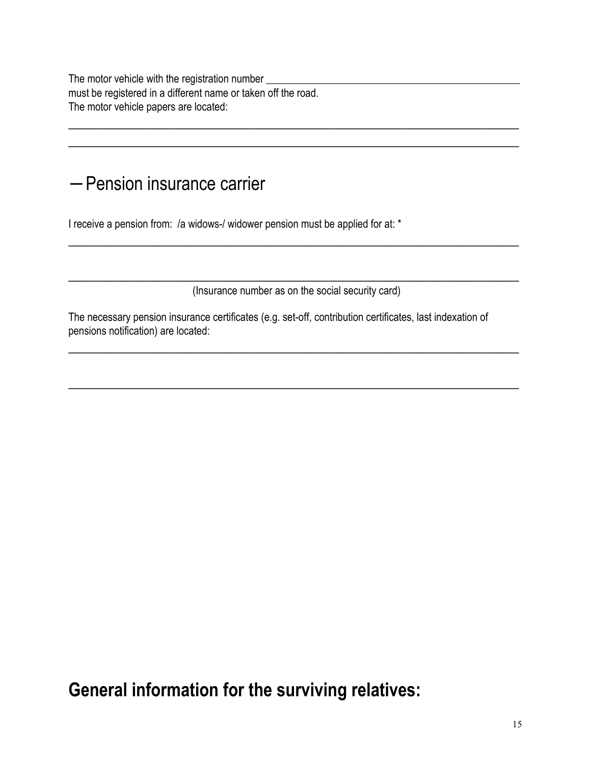The motor vehicle with the registration number ________________________________________________
must be registered in a different name or taken off the road.
The motor vehicle papers are located:

______________________________________________________________________________

______________________________________________________________________________

## – Pension insurance carrier

I receive a pension from: /a widows-/ widower pension must be applied for at: *

______________________________________________________________________________

______________________________________________________________________________

(Insurance number as on the social security card)

The necessary pension insurance certificates (e.g. set-off, contribution certificates, last indexation of pensions notification) are located:

______________________________________________________________________________

______________________________________________________________________________

# General information for the surviving relatives: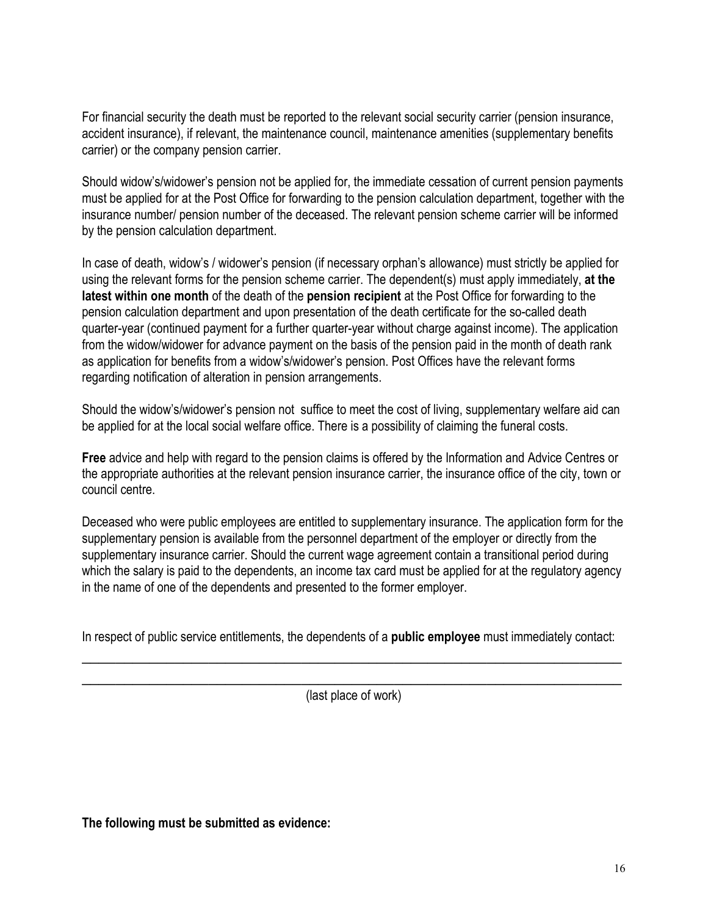For financial security the death must be reported to the relevant social security carrier (pension insurance, accident insurance), if relevant, the maintenance council, maintenance amenities (supplementary benefits carrier) or the company pension carrier.

Should widow's/widower's pension not be applied for, the immediate cessation of current pension payments must be applied for at the Post Office for forwarding to the pension calculation department, together with the insurance number/ pension number of the deceased. The relevant pension scheme carrier will be informed by the pension calculation department.

In case of death, widow's / widower's pension (if necessary orphan's allowance) must strictly be applied for using the relevant forms for the pension scheme carrier. The dependent(s) must apply immediately, **at the latest within one month** of the death of the **pension recipient** at the Post Office for forwarding to the pension calculation department and upon presentation of the death certificate for the so-called death quarter-year (continued payment for a further quarter-year without charge against income). The application from the widow/widower for advance payment on the basis of the pension paid in the month of death rank as application for benefits from a widow's/widower's pension. Post Offices have the relevant forms regarding notification of alteration in pension arrangements.

Should the widow's/widower's pension not suffice to meet the cost of living, supplementary welfare aid can be applied for at the local social welfare office. There is a possibility of claiming the funeral costs.

**Free** advice and help with regard to the pension claims is offered by the Information and Advice Centres or the appropriate authorities at the relevant pension insurance carrier, the insurance office of the city, town or council centre.

Deceased who were public employees are entitled to supplementary insurance. The application form for the supplementary pension is available from the personnel department of the employer or directly from the supplementary insurance carrier. Should the current wage agreement contain a transitional period during which the salary is paid to the dependents, an income tax card must be applied for at the regulatory agency in the name of one of the dependents and presented to the former employer.

In respect of public service entitlements, the dependents of a **public employee** must immediately contact:

_______________________________________________________________________________

_______________________________________________________________________________

(last place of work)

**The following must be submitted as evidence:**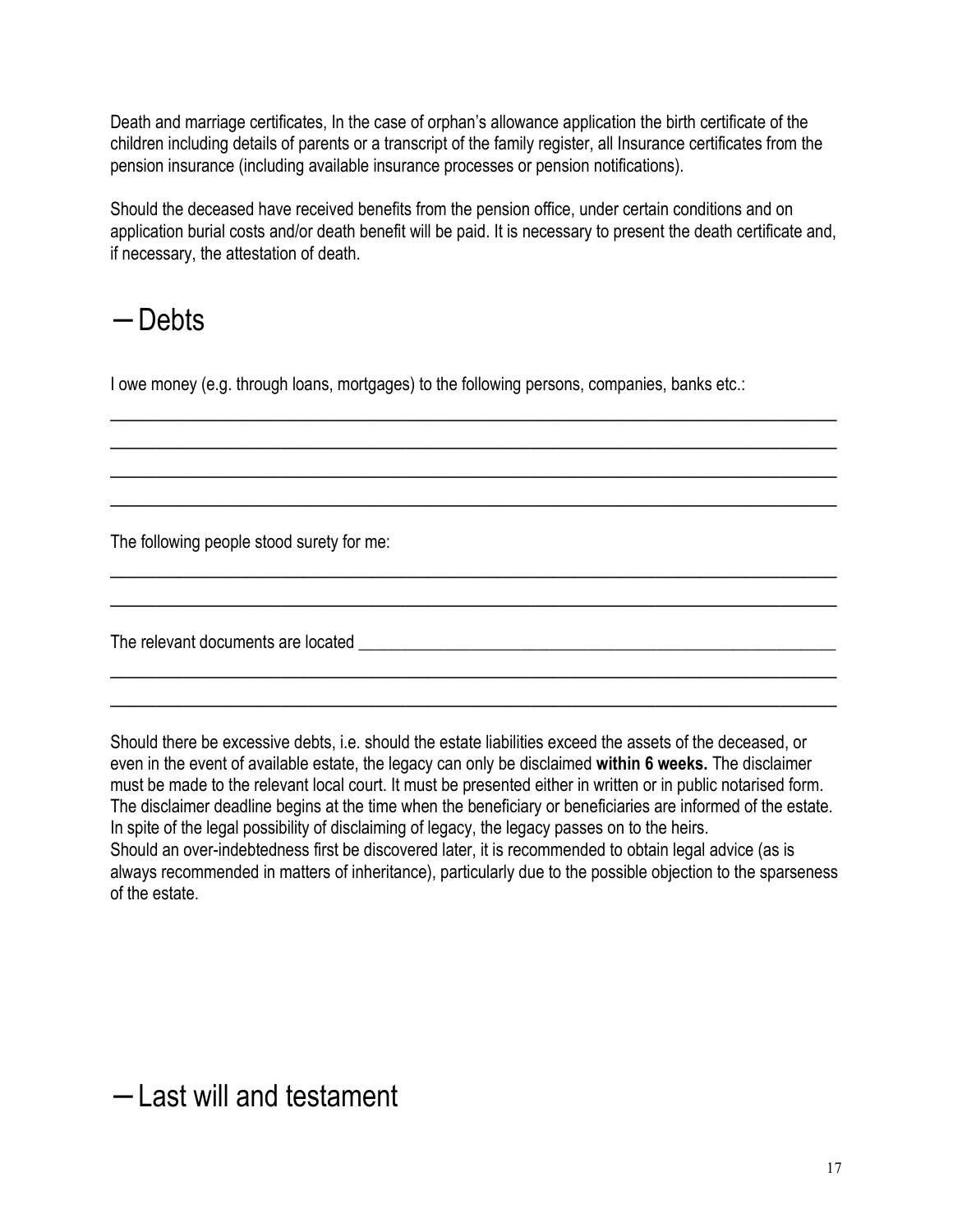Death and marriage certificates, In the case of orphan's allowance application the birth certificate of the children including details of parents or a transcript of the family register, all Insurance certificates from the pension insurance (including available insurance processes or pension notifications).

Should the deceased have received benefits from the pension office, under certain conditions and on application burial costs and/or death benefit will be paid. It is necessary to present the death certificate and, if necessary, the attestation of death.

# – Debts

I owe money (e.g. through loans, mortgages) to the following persons, companies, banks etc.:

_______________________________________________________________________________

_______________________________________________________________________________

_______________________________________________________________________________

_______________________________________________________________________________

The following people stood surety for me:

_______________________________________________________________________________

_______________________________________________________________________________

The relevant documents are located ________________________________________________

_______________________________________________________________________________

_______________________________________________________________________________

Should there be excessive debts, i.e. should the estate liabilities exceed the assets of the deceased, or even in the event of available estate, the legacy can only be disclaimed **within 6 weeks.** The disclaimer must be made to the relevant local court. It must be presented either in written or in public notarised form. The disclaimer deadline begins at the time when the beneficiary or beneficiaries are informed of the estate. In spite of the legal possibility of disclaiming of legacy, the legacy passes on to the heirs.
Should an over-indebtedness first be discovered later, it is recommended to obtain legal advice (as is always recommended in matters of inheritance), particularly due to the possible objection to the sparseness of the estate.

# – Last will and testament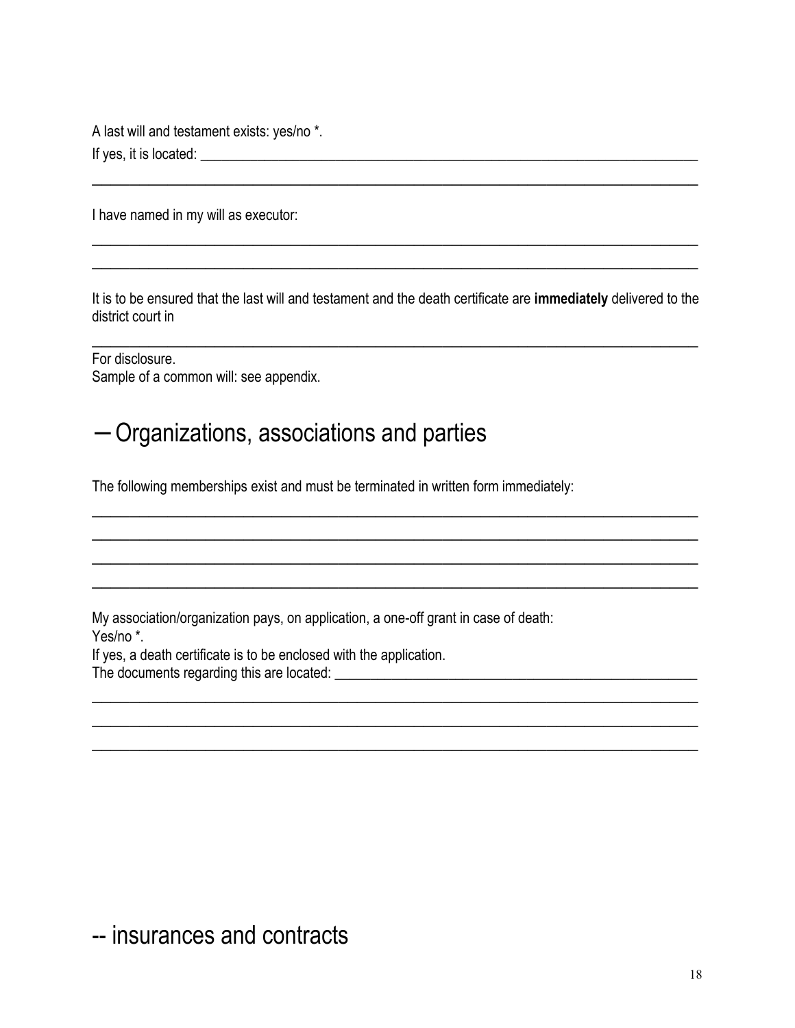A last will and testament exists: yes/no *.
If yes, it is located: ______________________________________________________________________

________________________________________________________________________________

I have named in my will as executor:

________________________________________________________________________________

________________________________________________________________________________

It is to be ensured that the last will and testament and the death certificate are **immediately** delivered to the district court in

________________________________________________________________________________

For disclosure.
Sample of a common will: see appendix.

## – Organizations, associations and parties

The following memberships exist and must be terminated in written form immediately:

________________________________________________________________________________

________________________________________________________________________________

________________________________________________________________________________

________________________________________________________________________________

My association/organization pays, on application, a one-off grant in case of death:
Yes/no *.
If yes, a death certificate is to be enclosed with the application.
The documents regarding this are located: ____________________________________________________

________________________________________________________________________________

________________________________________________________________________________

________________________________________________________________________________

## -- insurances and contracts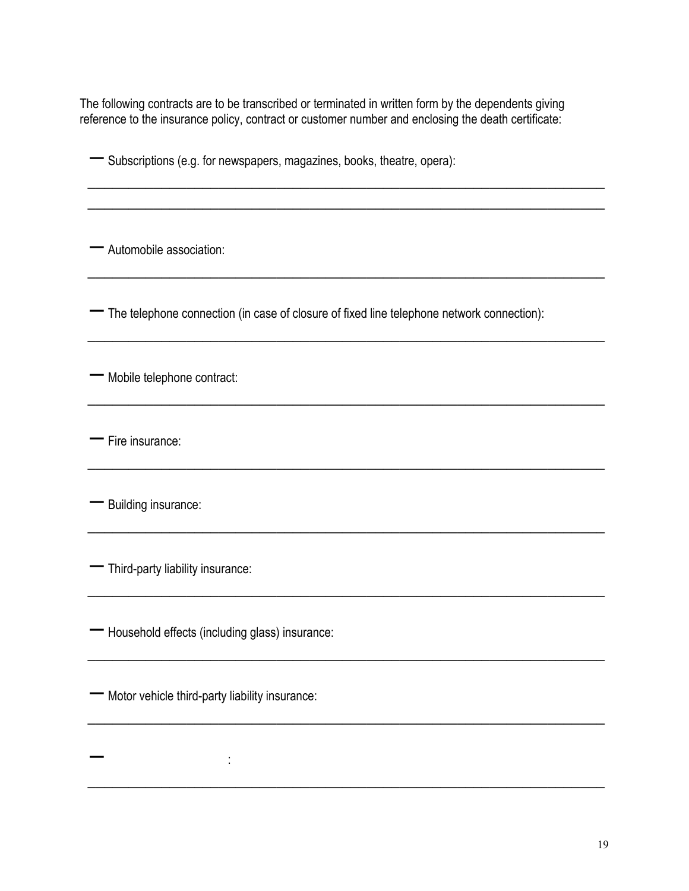The following contracts are to be transcribed or terminated in written form by the dependents giving reference to the insurance policy, contract or customer number and enclosing the death certificate:

— Subscriptions (e.g. for newspapers, magazines, books, theatre, opera):

\_\_\_\_\_\_\_\_\_\_\_\_\_\_\_\_\_\_\_\_\_\_\_\_\_\_\_\_\_\_\_\_\_\_\_\_\_\_\_\_\_\_\_\_\_\_\_\_\_\_\_\_\_\_\_\_\_\_\_\_\_\_\_\_\_\_\_\_\_\_\_\_\_\_\_\_

\_\_\_\_\_\_\_\_\_\_\_\_\_\_\_\_\_\_\_\_\_\_\_\_\_\_\_\_\_\_\_\_\_\_\_\_\_\_\_\_\_\_\_\_\_\_\_\_\_\_\_\_\_\_\_\_\_\_\_\_\_\_\_\_\_\_\_\_\_\_\_\_\_\_\_\_

— Automobile association:

\_\_\_\_\_\_\_\_\_\_\_\_\_\_\_\_\_\_\_\_\_\_\_\_\_\_\_\_\_\_\_\_\_\_\_\_\_\_\_\_\_\_\_\_\_\_\_\_\_\_\_\_\_\_\_\_\_\_\_\_\_\_\_\_\_\_\_\_\_\_\_\_\_\_\_\_

— The telephone connection (in case of closure of fixed line telephone network connection):

\_\_\_\_\_\_\_\_\_\_\_\_\_\_\_\_\_\_\_\_\_\_\_\_\_\_\_\_\_\_\_\_\_\_\_\_\_\_\_\_\_\_\_\_\_\_\_\_\_\_\_\_\_\_\_\_\_\_\_\_\_\_\_\_\_\_\_\_\_\_\_\_\_\_\_\_

— Mobile telephone contract:

\_\_\_\_\_\_\_\_\_\_\_\_\_\_\_\_\_\_\_\_\_\_\_\_\_\_\_\_\_\_\_\_\_\_\_\_\_\_\_\_\_\_\_\_\_\_\_\_\_\_\_\_\_\_\_\_\_\_\_\_\_\_\_\_\_\_\_\_\_\_\_\_\_\_\_\_

— Fire insurance:

\_\_\_\_\_\_\_\_\_\_\_\_\_\_\_\_\_\_\_\_\_\_\_\_\_\_\_\_\_\_\_\_\_\_\_\_\_\_\_\_\_\_\_\_\_\_\_\_\_\_\_\_\_\_\_\_\_\_\_\_\_\_\_\_\_\_\_\_\_\_\_\_\_\_\_\_

— Building insurance:

\_\_\_\_\_\_\_\_\_\_\_\_\_\_\_\_\_\_\_\_\_\_\_\_\_\_\_\_\_\_\_\_\_\_\_\_\_\_\_\_\_\_\_\_\_\_\_\_\_\_\_\_\_\_\_\_\_\_\_\_\_\_\_\_\_\_\_\_\_\_\_\_\_\_\_\_

— Third-party liability insurance:

\_\_\_\_\_\_\_\_\_\_\_\_\_\_\_\_\_\_\_\_\_\_\_\_\_\_\_\_\_\_\_\_\_\_\_\_\_\_\_\_\_\_\_\_\_\_\_\_\_\_\_\_\_\_\_\_\_\_\_\_\_\_\_\_\_\_\_\_\_\_\_\_\_\_\_\_

— Household effects (including glass) insurance:

\_\_\_\_\_\_\_\_\_\_\_\_\_\_\_\_\_\_\_\_\_\_\_\_\_\_\_\_\_\_\_\_\_\_\_\_\_\_\_\_\_\_\_\_\_\_\_\_\_\_\_\_\_\_\_\_\_\_\_\_\_\_\_\_\_\_\_\_\_\_\_\_\_\_\_\_

— Motor vehicle third-party liability insurance:

\_\_\_\_\_\_\_\_\_\_\_\_\_\_\_\_\_\_\_\_\_\_\_\_\_\_\_\_\_\_\_\_\_\_\_\_\_\_\_\_\_\_\_\_\_\_\_\_\_\_\_\_\_\_\_\_\_\_\_\_\_\_\_\_\_\_\_\_\_\_\_\_\_\_\_\_

— &nbsp;&nbsp;&nbsp;&nbsp;&nbsp;&nbsp;&nbsp;&nbsp;&nbsp;&nbsp;&nbsp;&nbsp;&nbsp;&nbsp;&nbsp;&nbsp;&nbsp;&nbsp;&nbsp;&nbsp;:

\_\_\_\_\_\_\_\_\_\_\_\_\_\_\_\_\_\_\_\_\_\_\_\_\_\_\_\_\_\_\_\_\_\_\_\_\_\_\_\_\_\_\_\_\_\_\_\_\_\_\_\_\_\_\_\_\_\_\_\_\_\_\_\_\_\_\_\_\_\_\_\_\_\_\_\_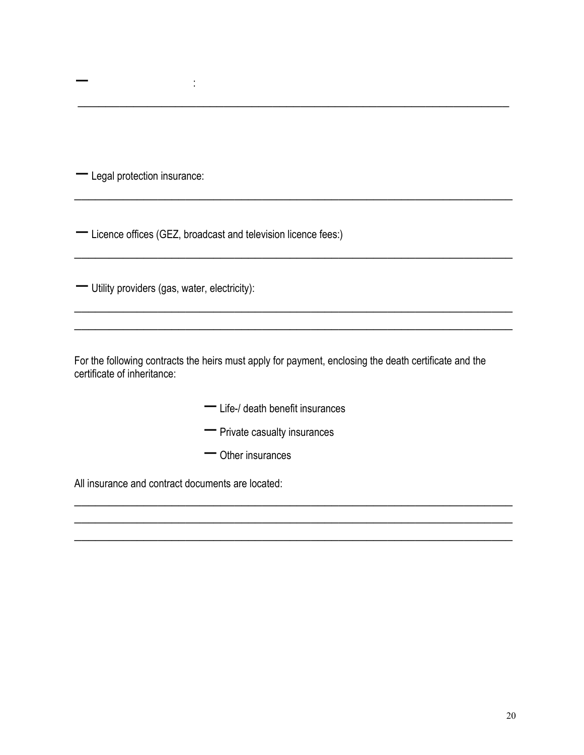– :

\_\_\_\_\_\_\_\_\_\_\_\_\_\_\_\_\_\_\_\_\_\_\_\_\_\_\_\_\_\_\_\_\_\_\_\_\_\_\_\_\_\_\_\_\_\_\_\_\_\_\_\_\_\_\_\_\_\_\_\_\_\_\_\_\_\_\_\_\_\_\_\_\_\_

– Legal protection insurance:

\_\_\_\_\_\_\_\_\_\_\_\_\_\_\_\_\_\_\_\_\_\_\_\_\_\_\_\_\_\_\_\_\_\_\_\_\_\_\_\_\_\_\_\_\_\_\_\_\_\_\_\_\_\_\_\_\_\_\_\_\_\_\_\_\_\_\_\_\_\_\_\_\_\_

– Licence offices (GEZ, broadcast and television licence fees:)

\_\_\_\_\_\_\_\_\_\_\_\_\_\_\_\_\_\_\_\_\_\_\_\_\_\_\_\_\_\_\_\_\_\_\_\_\_\_\_\_\_\_\_\_\_\_\_\_\_\_\_\_\_\_\_\_\_\_\_\_\_\_\_\_\_\_\_\_\_\_\_\_\_\_

– Utility providers (gas, water, electricity):

\_\_\_\_\_\_\_\_\_\_\_\_\_\_\_\_\_\_\_\_\_\_\_\_\_\_\_\_\_\_\_\_\_\_\_\_\_\_\_\_\_\_\_\_\_\_\_\_\_\_\_\_\_\_\_\_\_\_\_\_\_\_\_\_\_\_\_\_\_\_\_\_\_\_

\_\_\_\_\_\_\_\_\_\_\_\_\_\_\_\_\_\_\_\_\_\_\_\_\_\_\_\_\_\_\_\_\_\_\_\_\_\_\_\_\_\_\_\_\_\_\_\_\_\_\_\_\_\_\_\_\_\_\_\_\_\_\_\_\_\_\_\_\_\_\_\_\_\_

For the following contracts the heirs must apply for payment, enclosing the death certificate and the certificate of inheritance:

- Life-/ death benefit insurances
- Private casualty insurances
- Other insurances

All insurance and contract documents are located:

\_\_\_\_\_\_\_\_\_\_\_\_\_\_\_\_\_\_\_\_\_\_\_\_\_\_\_\_\_\_\_\_\_\_\_\_\_\_\_\_\_\_\_\_\_\_\_\_\_\_\_\_\_\_\_\_\_\_\_\_\_\_\_\_\_\_\_\_\_\_\_\_\_\_

\_\_\_\_\_\_\_\_\_\_\_\_\_\_\_\_\_\_\_\_\_\_\_\_\_\_\_\_\_\_\_\_\_\_\_\_\_\_\_\_\_\_\_\_\_\_\_\_\_\_\_\_\_\_\_\_\_\_\_\_\_\_\_\_\_\_\_\_\_\_\_\_\_\_

\_\_\_\_\_\_\_\_\_\_\_\_\_\_\_\_\_\_\_\_\_\_\_\_\_\_\_\_\_\_\_\_\_\_\_\_\_\_\_\_\_\_\_\_\_\_\_\_\_\_\_\_\_\_\_\_\_\_\_\_\_\_\_\_\_\_\_\_\_\_\_\_\_\_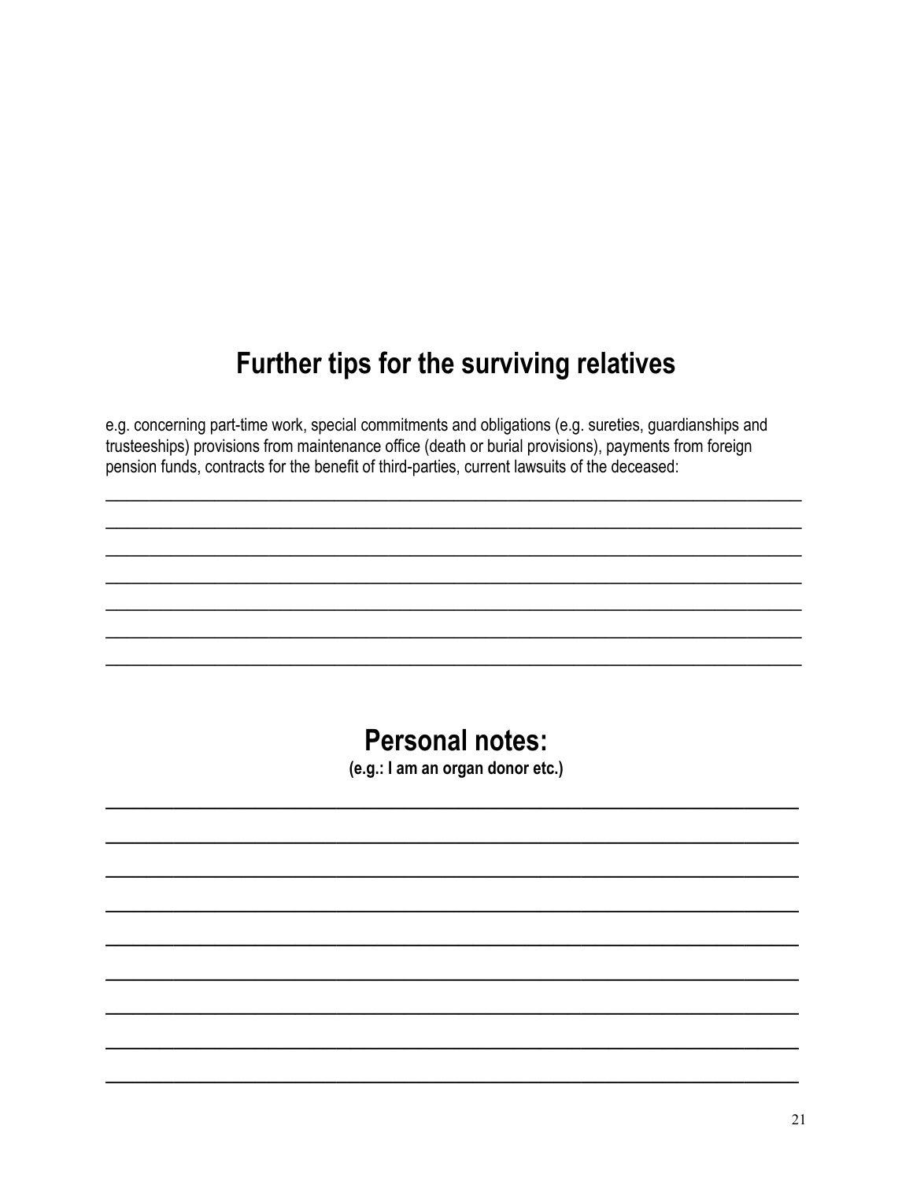## Further tips for the surviving relatives

e.g. concerning part-time work, special commitments and obligations (e.g. sureties, guardianships and trusteeships) provisions from maintenance office (death or burial provisions), payments from foreign pension funds, contracts for the benefit of third-parties, current lawsuits of the deceased:

______________________________________________________________________________

______________________________________________________________________________

______________________________________________________________________________

______________________________________________________________________________

______________________________________________________________________________

______________________________________________________________________________

______________________________________________________________________________

## Personal notes:

**(e.g.: I am an organ donor etc.)**

______________________________________________________________________________

______________________________________________________________________________

______________________________________________________________________________

______________________________________________________________________________

______________________________________________________________________________

______________________________________________________________________________

______________________________________________________________________________

______________________________________________________________________________

______________________________________________________________________________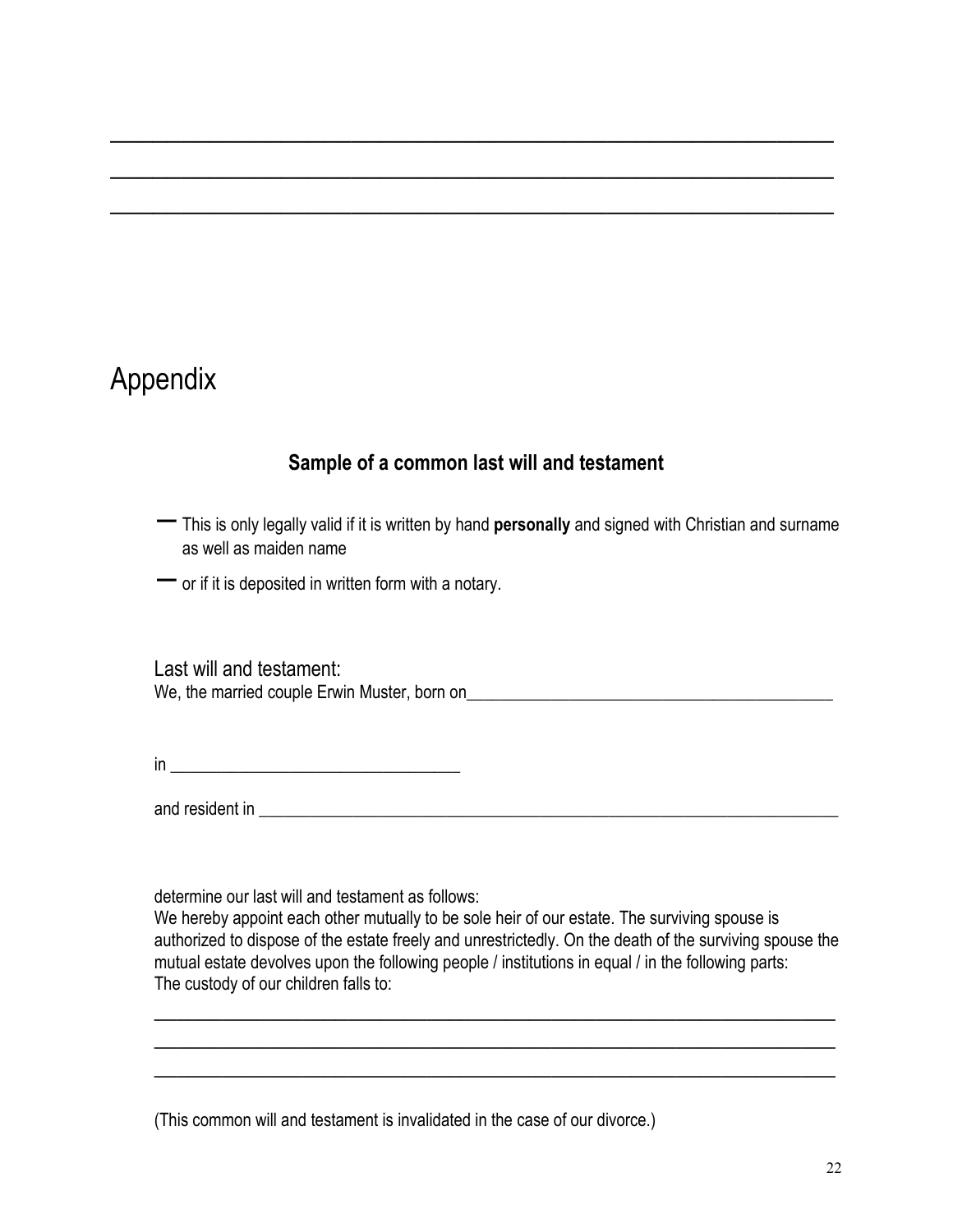\_\_\_\_\_\_\_\_\_\_\_\_\_\_\_\_\_\_\_\_\_\_\_\_\_\_\_\_\_\_\_\_\_\_\_\_\_\_\_\_\_\_\_\_\_\_\_\_\_\_\_\_\_\_\_\_\_\_\_\_\_\_\_\_\_\_\_\_\_\_\_\_\_\_

\_\_\_\_\_\_\_\_\_\_\_\_\_\_\_\_\_\_\_\_\_\_\_\_\_\_\_\_\_\_\_\_\_\_\_\_\_\_\_\_\_\_\_\_\_\_\_\_\_\_\_\_\_\_\_\_\_\_\_\_\_\_\_\_\_\_\_\_\_\_\_\_\_\_

\_\_\_\_\_\_\_\_\_\_\_\_\_\_\_\_\_\_\_\_\_\_\_\_\_\_\_\_\_\_\_\_\_\_\_\_\_\_\_\_\_\_\_\_\_\_\_\_\_\_\_\_\_\_\_\_\_\_\_\_\_\_\_\_\_\_\_\_\_\_\_\_\_\_

# Appendix

## Sample of a common last will and testament

- This is only legally valid if it is written by hand **personally** and signed with Christian and surname as well as maiden name
- or if it is deposited in written form with a notary.

Last will and testament:
We, the married couple Erwin Muster, born on\_\_\_\_\_\_\_\_\_\_\_\_\_\_\_\_\_\_\_\_\_\_\_\_\_\_\_\_\_\_\_\_\_\_\_\_\_\_\_\_\_\_\_\_

in \_\_\_\_\_\_\_\_\_\_\_\_\_\_\_\_\_\_\_\_\_\_\_\_\_\_\_\_\_\_\_\_\_\_

and resident in \_\_\_\_\_\_\_\_\_\_\_\_\_\_\_\_\_\_\_\_\_\_\_\_\_\_\_\_\_\_\_\_\_\_\_\_\_\_\_\_\_\_\_\_\_\_\_\_\_\_\_\_\_\_\_\_\_\_\_\_\_\_\_\_\_\_\_\_\_\_

determine our last will and testament as follows:
We hereby appoint each other mutually to be sole heir of our estate. The surviving spouse is authorized to dispose of the estate freely and unrestrictedly. On the death of the surviving spouse the mutual estate devolves upon the following people / institutions in equal / in the following parts:
The custody of our children falls to:

\_\_\_\_\_\_\_\_\_\_\_\_\_\_\_\_\_\_\_\_\_\_\_\_\_\_\_\_\_\_\_\_\_\_\_\_\_\_\_\_\_\_\_\_\_\_\_\_\_\_\_\_\_\_\_\_\_\_\_\_\_\_\_\_\_\_\_\_\_\_\_\_\_\_

\_\_\_\_\_\_\_\_\_\_\_\_\_\_\_\_\_\_\_\_\_\_\_\_\_\_\_\_\_\_\_\_\_\_\_\_\_\_\_\_\_\_\_\_\_\_\_\_\_\_\_\_\_\_\_\_\_\_\_\_\_\_\_\_\_\_\_\_\_\_\_\_\_\_

\_\_\_\_\_\_\_\_\_\_\_\_\_\_\_\_\_\_\_\_\_\_\_\_\_\_\_\_\_\_\_\_\_\_\_\_\_\_\_\_\_\_\_\_\_\_\_\_\_\_\_\_\_\_\_\_\_\_\_\_\_\_\_\_\_\_\_\_\_\_\_\_\_\_

(This common will and testament is invalidated in the case of our divorce.)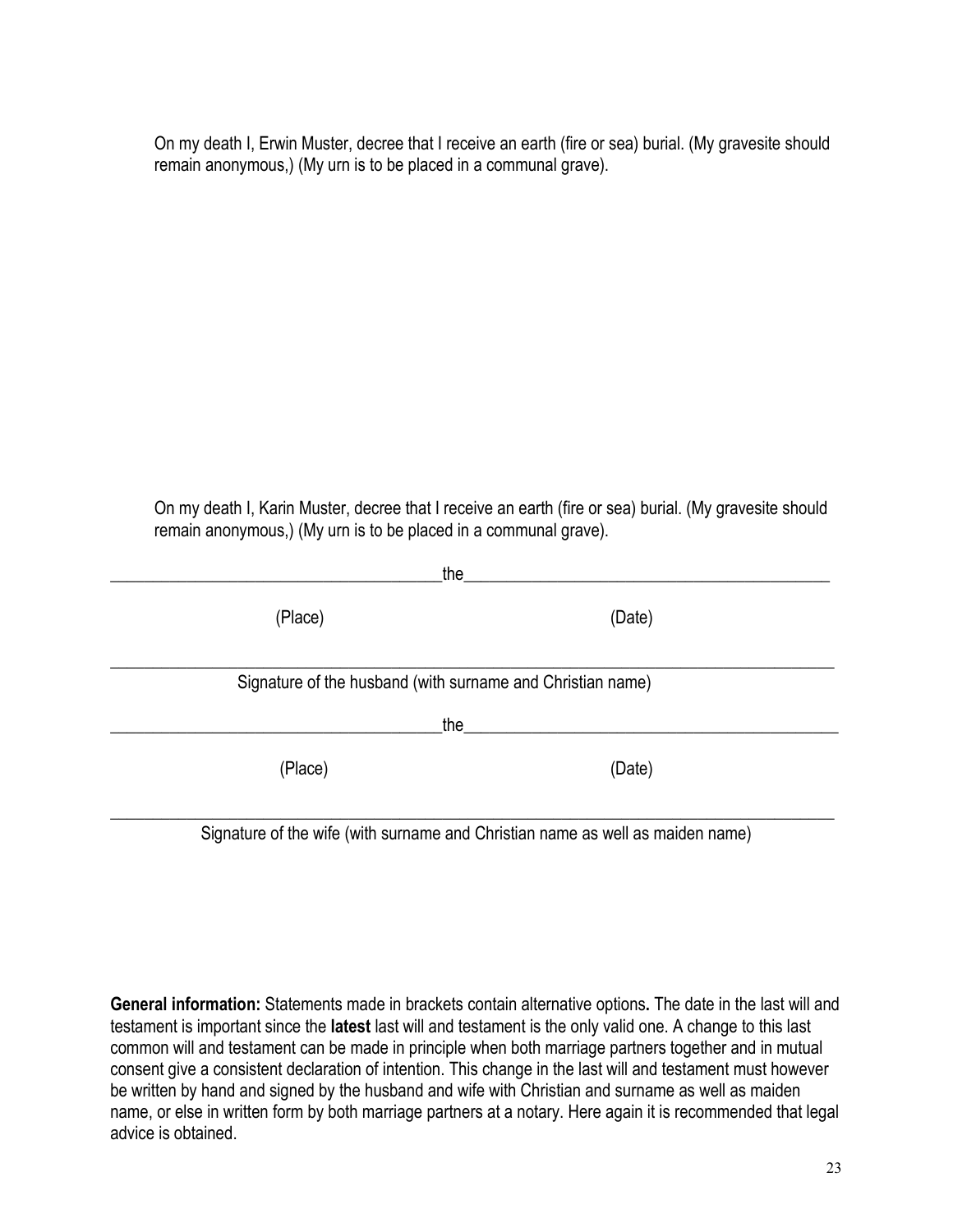On my death I, Erwin Muster, decree that I receive an earth (fire or sea) burial. (My gravesite should remain anonymous,) (My urn is to be placed in a communal grave).

On my death I, Karin Muster, decree that I receive an earth (fire or sea) burial. (My gravesite should remain anonymous,) (My urn is to be placed in a communal grave).

_______________________________________the___________________________________________

(Place) (Date)

_____________________________________________________________________________________

Signature of the husband (with surname and Christian name)

_______________________________________the___________________________________________

(Place) (Date)

_____________________________________________________________________________________

Signature of the wife (with surname and Christian name as well as maiden name)

**General information:** Statements made in brackets contain alternative options**.** The date in the last will and testament is important since the **latest** last will and testament is the only valid one. A change to this last common will and testament can be made in principle when both marriage partners together and in mutual consent give a consistent declaration of intention. This change in the last will and testament must however be written by hand and signed by the husband and wife with Christian and surname as well as maiden name, or else in written form by both marriage partners at a notary. Here again it is recommended that legal advice is obtained.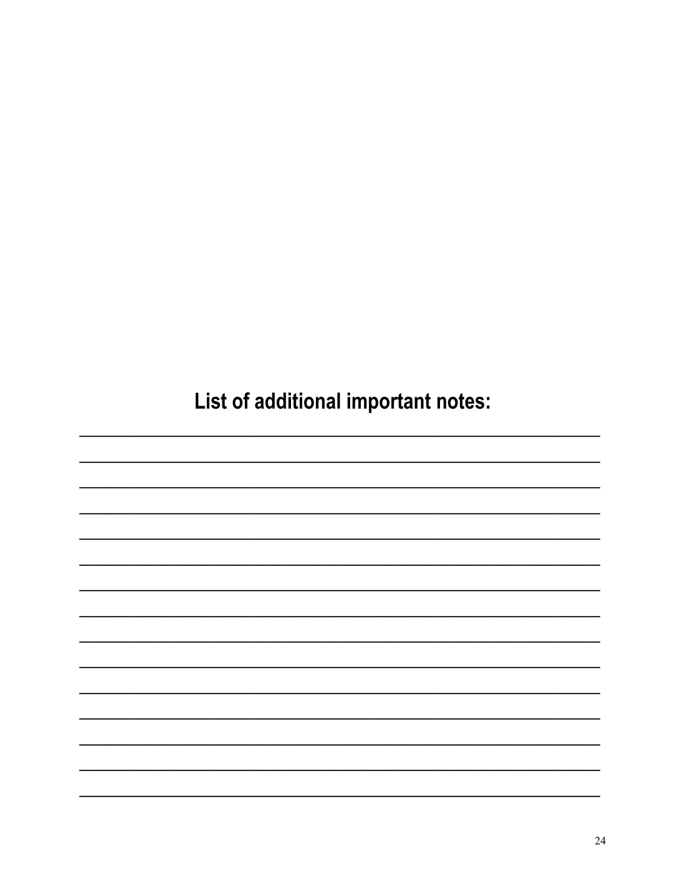## List of additional important notes:

_______________________________________________________________

_______________________________________________________________

_______________________________________________________________

_______________________________________________________________

_______________________________________________________________

_______________________________________________________________

_______________________________________________________________

_______________________________________________________________

_______________________________________________________________

_______________________________________________________________

_______________________________________________________________

_______________________________________________________________

_______________________________________________________________

_______________________________________________________________

_______________________________________________________________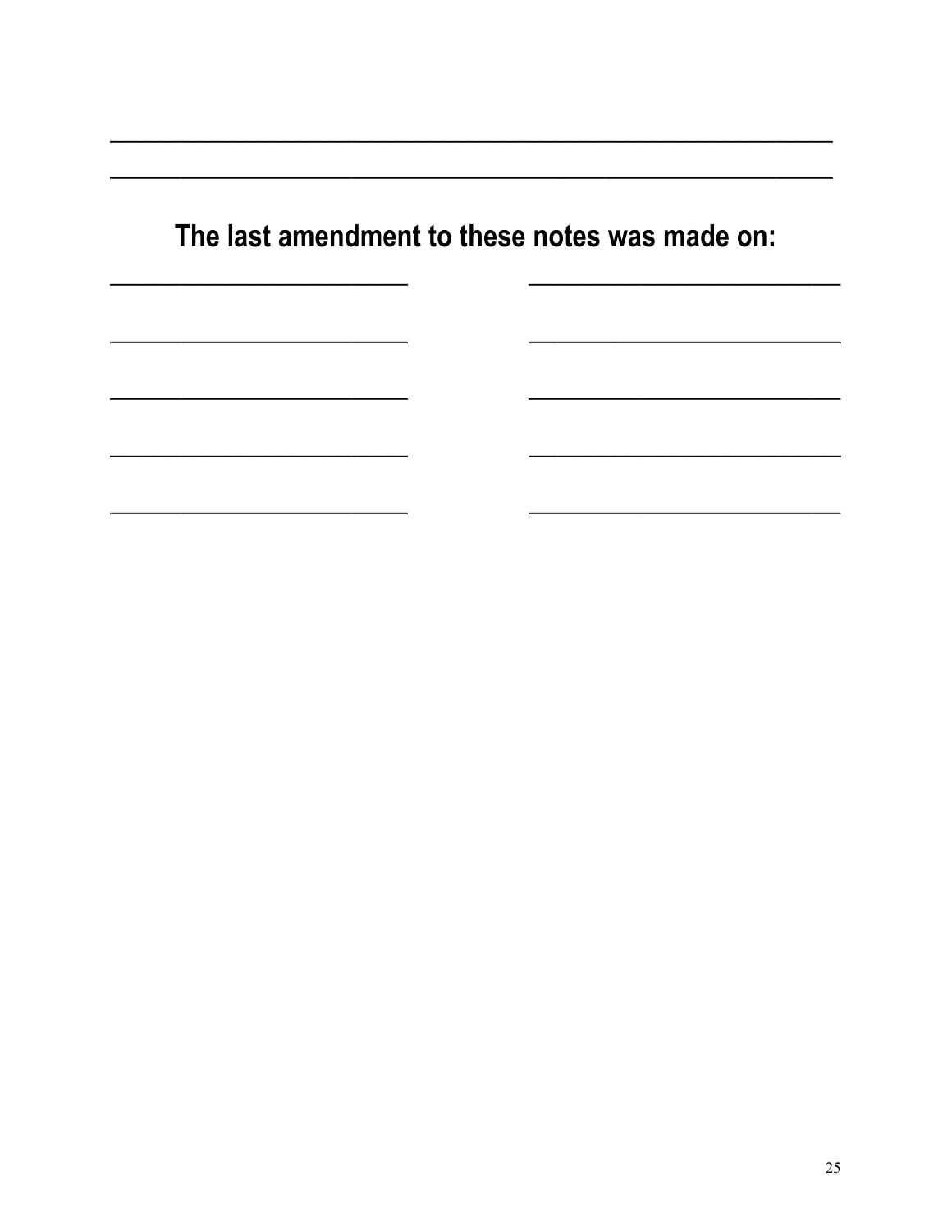\_\_\_\_\_\_\_\_\_\_\_\_\_\_\_\_\_\_\_\_\_\_\_\_\_\_\_\_\_\_\_\_\_\_\_\_\_\_\_\_\_\_\_\_\_\_\_\_\_\_\_\_\_\_\_\_\_\_\_\_

\_\_\_\_\_\_\_\_\_\_\_\_\_\_\_\_\_\_\_\_\_\_\_\_\_\_\_\_\_\_\_\_\_\_\_\_\_\_\_\_\_\_\_\_\_\_\_\_\_\_\_\_\_\_\_\_\_\_\_\_

## The last amendment to these notes was made on:

| | |
|---|---|
| \_\_\_\_\_\_\_\_\_\_\_\_\_\_\_\_\_\_\_\_\_\_\_\_\_\_ | \_\_\_\_\_\_\_\_\_\_\_\_\_\_\_\_\_\_\_\_\_\_\_\_\_\_ |
| \_\_\_\_\_\_\_\_\_\_\_\_\_\_\_\_\_\_\_\_\_\_\_\_\_\_ | \_\_\_\_\_\_\_\_\_\_\_\_\_\_\_\_\_\_\_\_\_\_\_\_\_\_ |
| \_\_\_\_\_\_\_\_\_\_\_\_\_\_\_\_\_\_\_\_\_\_\_\_\_\_ | \_\_\_\_\_\_\_\_\_\_\_\_\_\_\_\_\_\_\_\_\_\_\_\_\_\_ |
| \_\_\_\_\_\_\_\_\_\_\_\_\_\_\_\_\_\_\_\_\_\_\_\_\_\_ | \_\_\_\_\_\_\_\_\_\_\_\_\_\_\_\_\_\_\_\_\_\_\_\_\_\_ |
| \_\_\_\_\_\_\_\_\_\_\_\_\_\_\_\_\_\_\_\_\_\_\_\_\_\_ | \_\_\_\_\_\_\_\_\_\_\_\_\_\_\_\_\_\_\_\_\_\_\_\_\_\_ |